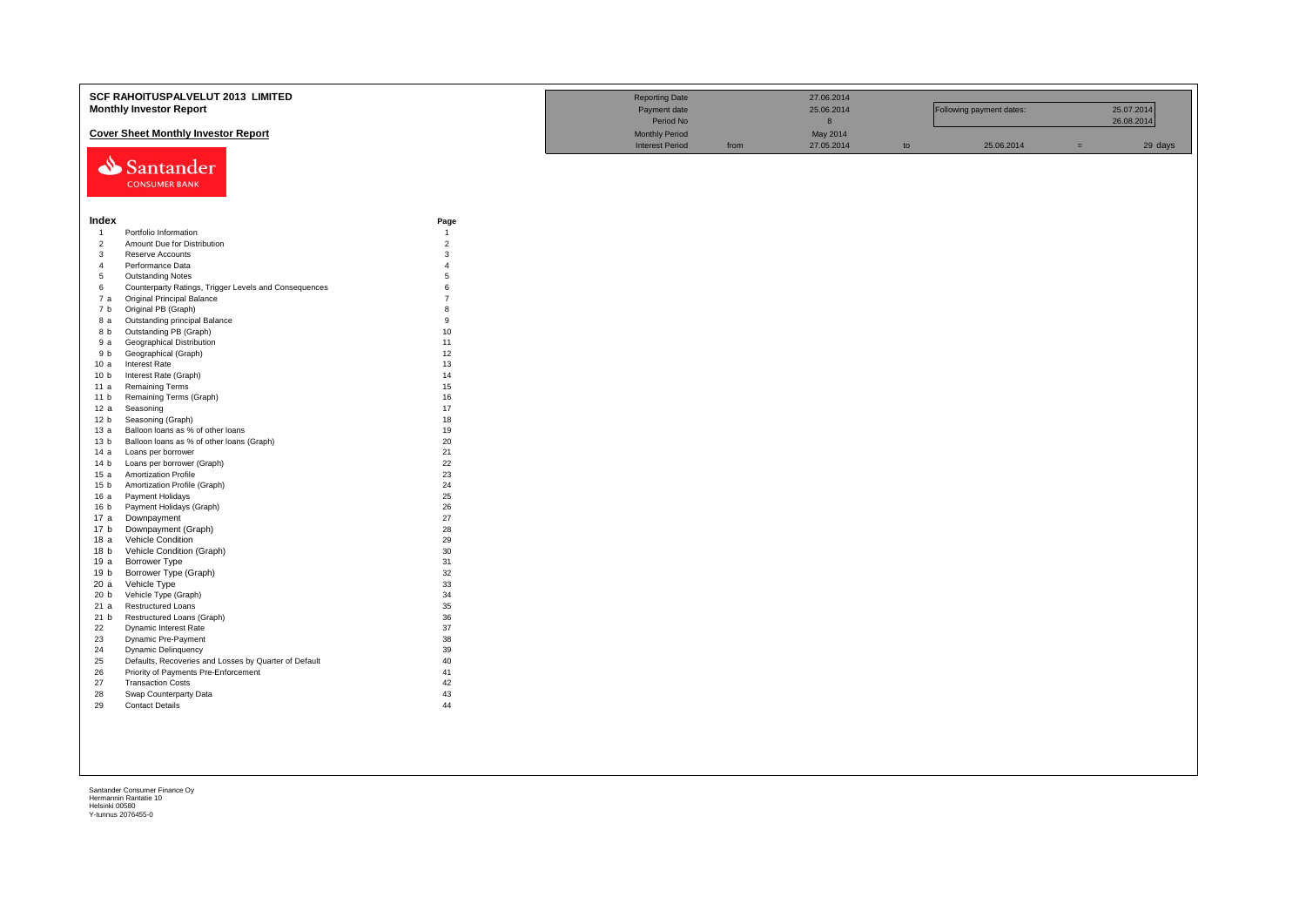# SCF RAHOITUSPALVELUT 2013 LIMITED

## Monthly Investor Report

### Cover Sheet Monthly Investor Report

| | | | | | | | |
|---|---|---|---|---|---|---|---|
| Reporting Date | | 27.06.2014 | | | | | |
| Payment date | | 25.06.2014 | | Following payment dates: | | 25.07.2014 | |
| Period No | | 8 | | | | 26.08.2014 | |
| Monthly Period | | May 2014 | | | | | |
| Interest Period | from | 27.05.2014 | to | 25.06.2014 | = | 29 | days |

Santander CONSUMER BANK

| Index | | Page |
|---|---|---|
| 1 | Portfolio Information | 1 |
| 2 | Amount Due for Distribution | 2 |
| 3 | Reserve Accounts | 3 |
| 4 | Performance Data | 4 |
| 5 | Outstanding Notes | 5 |
| 6 | Counterparty Ratings, Trigger Levels and Consequences | 6 |
| 7 a | Original Principal Balance | 7 |
| 7 b | Original PB (Graph) | 8 |
| 8 a | Outstanding principal Balance | 9 |
| 8 b | Outstanding PB (Graph) | 10 |
| 9 a | Geographical Distribution | 11 |
| 9 b | Geographical (Graph) | 12 |
| 10 a | Interest Rate | 13 |
| 10 b | Interest Rate (Graph) | 14 |
| 11 a | Remaining Terms | 15 |
| 11 b | Remaining Terms (Graph) | 16 |
| 12 a | Seasoning | 17 |
| 12 b | Seasoning (Graph) | 18 |
| 13 a | Balloon loans as % of other loans | 19 |
| 13 b | Balloon loans as % of other loans (Graph) | 20 |
| 14 a | Loans per borrower | 21 |
| 14 b | Loans per borrower (Graph) | 22 |
| 15 a | Amortization Profile | 23 |
| 15 b | Amortization Profile (Graph) | 24 |
| 16 a | Payment Holidays | 25 |
| 16 b | Payment Holidays (Graph) | 26 |
| 17 a | Downpayment | 27 |
| 17 b | Downpayment (Graph) | 28 |
| 18 a | Vehicle Condition | 29 |
| 18 b | Vehicle Condition (Graph) | 30 |
| 19 a | Borrower Type | 31 |
| 19 b | Borrower Type (Graph) | 32 |
| 20 a | Vehicle Type | 33 |
| 20 b | Vehicle Type (Graph) | 34 |
| 21 a | Restructured Loans | 35 |
| 21 b | Restructured Loans (Graph) | 36 |
| 22 | Dynamic Interest Rate | 37 |
| 23 | Dynamic Pre-Payment | 38 |
| 24 | Dynamic Delinquency | 39 |
| 25 | Defaults, Recoveries and Losses by Quarter of Default | 40 |
| 26 | Priority of Payments Pre-Enforcement | 41 |
| 27 | Transaction Costs | 42 |
| 28 | Swap Counterparty Data | 43 |
| 29 | Contact Details | 44 |

Santander Consumer Finance Oy
Hermannin Rantatie 10
Helsinki 00580
Y-tunnus 2076455-0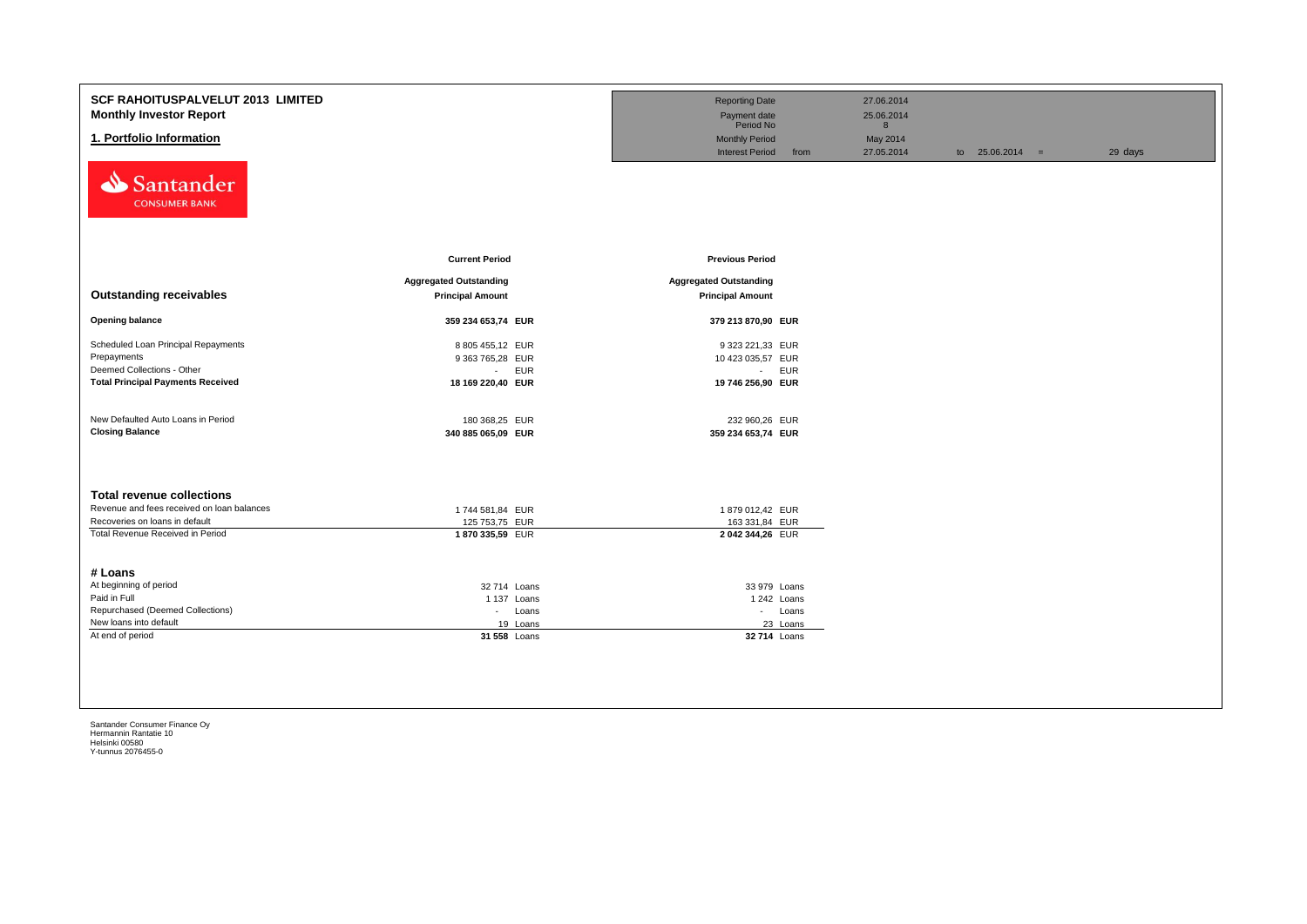# SCF RAHOITUSPALVELUT 2013 LIMITED

## Monthly Investor Report

## 1. Portfolio Information

| | | | | |
|---|---|---|---|---|
| Reporting Date | | 27.06.2014 | | |
| Payment date | | 25.06.2014 | | |
| Period No | | 8 | | |
| Monthly Period | | May 2014 | | |
| Interest Period | from | 27.05.2014 | to 25.06.2014 = | 29 days |

Santander CONSUMER BANK

| | Current Period | | Previous Period | |
|---|---|---|---|---|
| **Outstanding receivables** | **Aggregated Outstanding Principal Amount** | | **Aggregated Outstanding Principal Amount** | |
| **Opening balance** | **359 234 653,74** | **EUR** | **379 213 870,90** | **EUR** |
| Scheduled Loan Principal Repayments | 8 805 455,12 | EUR | 9 323 221,33 | EUR |
| Prepayments | 9 363 765,28 | EUR | 10 423 035,57 | EUR |
| Deemed Collections - Other | - | EUR | - | EUR |
| **Total Principal Payments Received** | **18 169 220,40** | **EUR** | **19 746 256,90** | **EUR** |
| New Defaulted Auto Loans in Period | 180 368,25 | EUR | 232 960,26 | EUR |
| **Closing Balance** | **340 885 065,09** | **EUR** | **359 234 653,74** | **EUR** |

| **Total revenue collections** | | | | |
|---|---|---|---|---|
| Revenue and fees received on loan balances | 1 744 581,84 | EUR | 1 879 012,42 | EUR |
| Recoveries on loans in default | 125 753,75 | EUR | 163 331,84 | EUR |
| Total Revenue Received in Period | **1 870 335,59** | EUR | **2 042 344,26** | EUR |

| **# Loans** | | | | |
|---|---|---|---|---|
| At beginning of period | 32 714 | Loans | 33 979 | Loans |
| Paid in Full | 1 137 | Loans | 1 242 | Loans |
| Repurchased (Deemed Collections) | - | Loans | - | Loans |
| New loans into default | 19 | Loans | 23 | Loans |
| At end of period | **31 558** | Loans | **32 714** | Loans |

Santander Consumer Finance Oy
Hermannin Rantatie 10
Helsinki 00580
Y-tunnus 2076455-0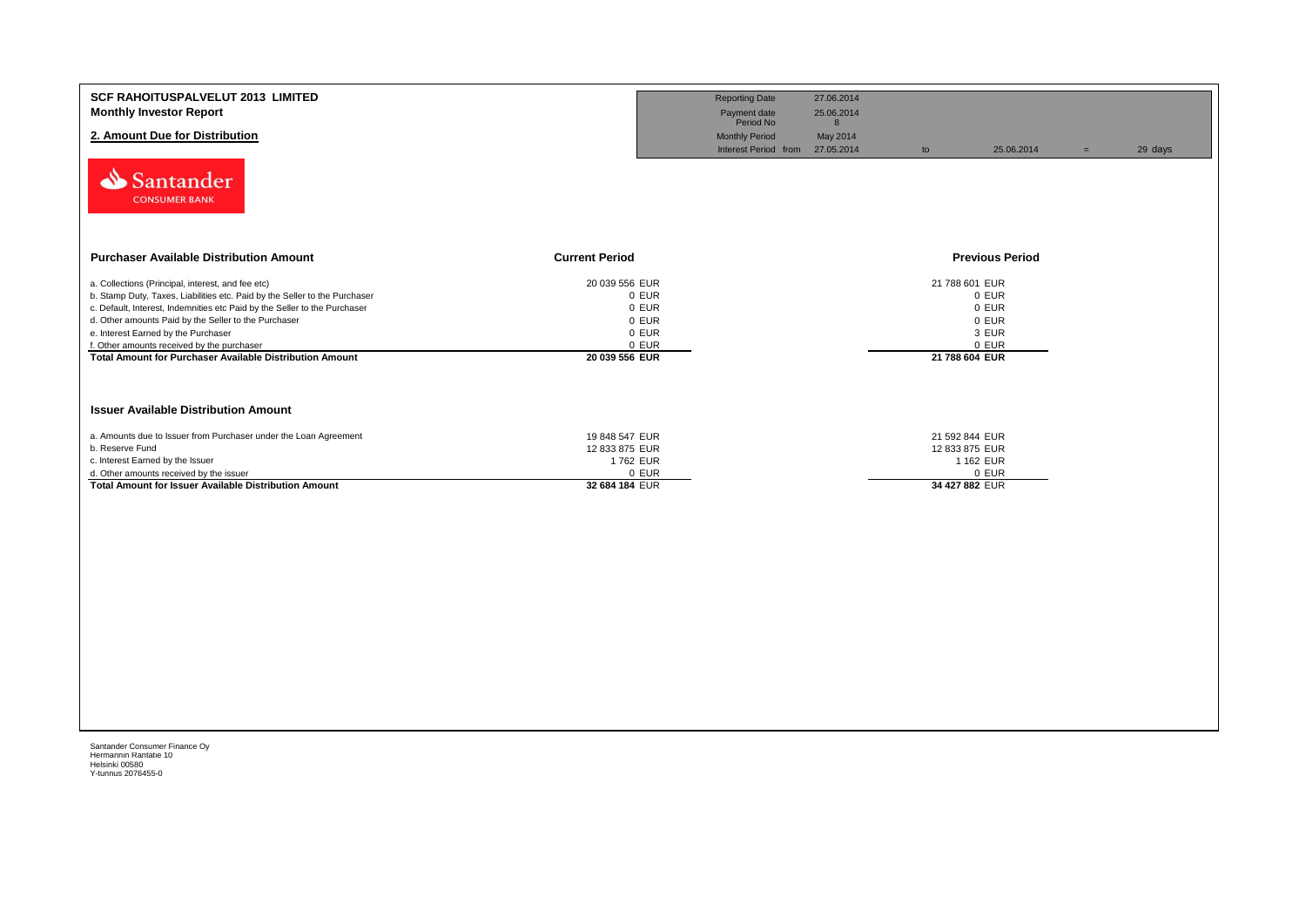## SCF RAHOITUSPALVELUT 2013 LIMITED
**Monthly Investor Report**

**2. Amount Due for Distribution**

| | | | | | |
|---|---|---|---|---|---|
| Reporting Date | 27.06.2014 | | | | |
| Payment date Period No | 25.06.2014 8 | | | | |
| Monthly Period | May 2014 | | | | |
| Interest Period from | 27.05.2014 | to | 25.06.2014 | = | 29 days |

Santander CONSUMER BANK

| Purchaser Available Distribution Amount | Current Period | Previous Period |
|---|---|---|
| a. Collections (Principal, interest, and fee etc) | 20 039 556 EUR | 21 788 601 EUR |
| b. Stamp Duty, Taxes, Liabilities etc. Paid by the Seller to the Purchaser | 0 EUR | 0 EUR |
| c. Default, Interest, Indemnities etc Paid by the Seller to the Purchaser | 0 EUR | 0 EUR |
| d. Other amounts Paid by the Seller to the Purchaser | 0 EUR | 0 EUR |
| e. Interest Earned by the Purchaser | 0 EUR | 3 EUR |
| f. Other amounts received by the purchaser | 0 EUR | 0 EUR |
| **Total Amount for Purchaser Available Distribution Amount** | **20 039 556 EUR** | **21 788 604 EUR** |

| Issuer Available Distribution Amount | Current Period | Previous Period |
|---|---|---|
| a. Amounts due to Issuer from Purchaser under the Loan Agreement | 19 848 547 EUR | 21 592 844 EUR |
| b. Reserve Fund | 12 833 875 EUR | 12 833 875 EUR |
| c. Interest Earned by the Issuer | 1 762 EUR | 1 162 EUR |
| d. Other amounts received by the issuer | 0 EUR | 0 EUR |
| **Total Amount for Issuer Available Distribution Amount** | **32 684 184 EUR** | **34 427 882 EUR** |

Santander Consumer Finance Oy
Hermannin Rantatie 10
Helsinki 00580
Y-tunnus 2076455-0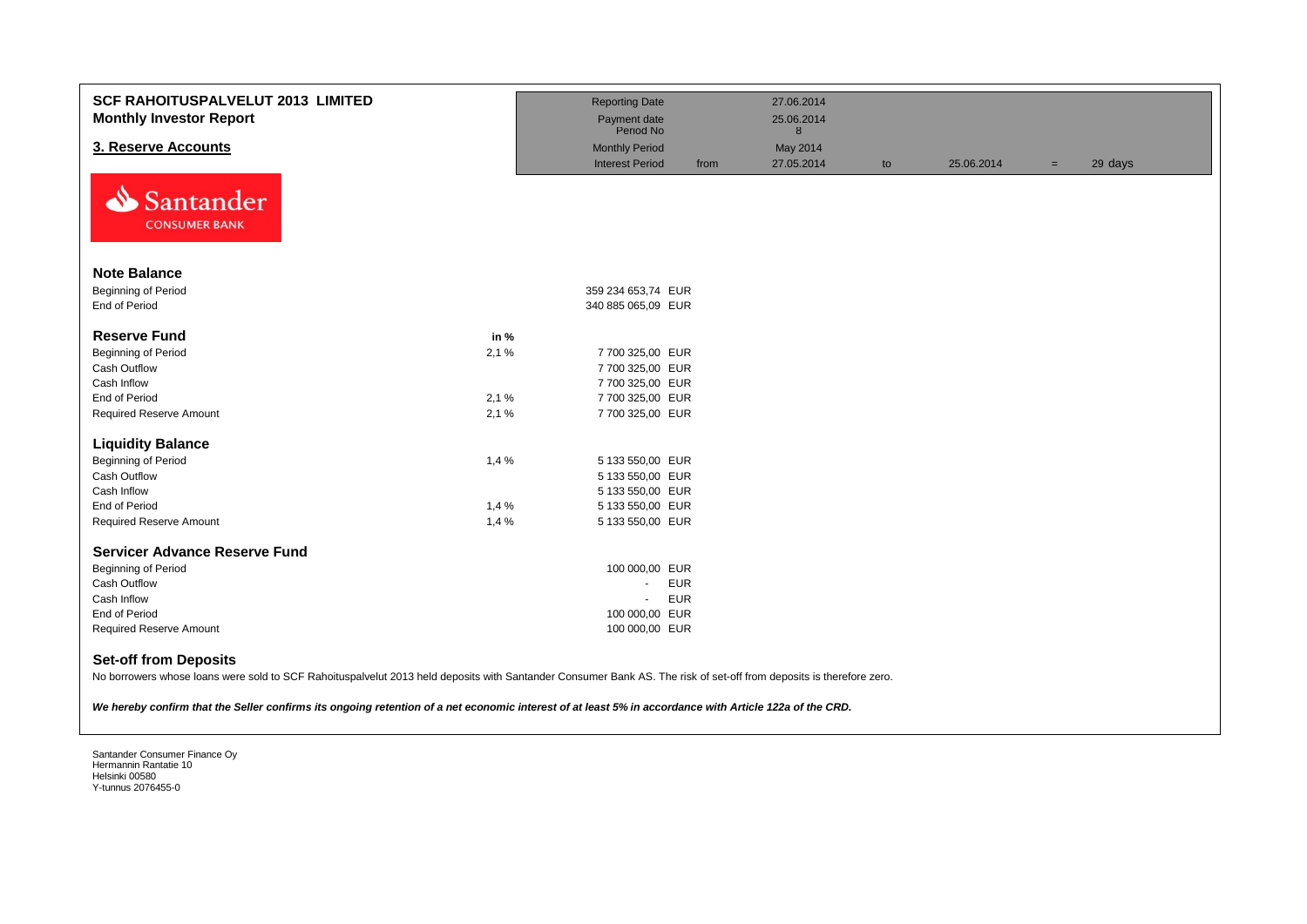# SCF RAHOITUSPALVELUT 2013 LIMITED
## Monthly Investor Report

## 3. Reserve Accounts

| | | | | | | |
|---|---|---|---|---|---|---|
| Reporting Date | | 27.06.2014 | | | | |
| Payment date | | 25.06.2014 | | | | |
| Period No | | 8 | | | | |
| Monthly Period | | May 2014 | | | | |
| Interest Period | from | 27.05.2014 | to | 25.06.2014 | = | 29 days |

### Note Balance

| | | |
|---|---|---|
| Beginning of Period | 359 234 653,74 | EUR |
| End of Period | 340 885 065,09 | EUR |

### Reserve Fund

| | in % | | |
|---|---|---|---|
| Beginning of Period | 2,1 % | 7 700 325,00 | EUR |
| Cash Outflow | | 7 700 325,00 | EUR |
| Cash Inflow | | 7 700 325,00 | EUR |
| End of Period | 2,1 % | 7 700 325,00 | EUR |
| Required Reserve Amount | 2,1 % | 7 700 325,00 | EUR |

### Liquidity Balance

| | | | |
|---|---|---|---|
| Beginning of Period | 1,4 % | 5 133 550,00 | EUR |
| Cash Outflow | | 5 133 550,00 | EUR |
| Cash Inflow | | 5 133 550,00 | EUR |
| End of Period | 1,4 % | 5 133 550,00 | EUR |
| Required Reserve Amount | 1,4 % | 5 133 550,00 | EUR |

### Servicer Advance Reserve Fund

| | | |
|---|---|---|
| Beginning of Period | 100 000,00 | EUR |
| Cash Outflow | - | EUR |
| Cash Inflow | - | EUR |
| End of Period | 100 000,00 | EUR |
| Required Reserve Amount | 100 000,00 | EUR |

### Set-off from Deposits

No borrowers whose loans were sold to SCF Rahoituspalvelut 2013 held deposits with Santander Consumer Bank AS. The risk of set-off from deposits is therefore zero.

***We hereby confirm that the Seller confirms its ongoing retention of a net economic interest of at least 5% in accordance with Article 122a of the CRD.***

Santander Consumer Finance Oy
Hermannin Rantatie 10
Helsinki 00580
Y-tunnus 2076455-0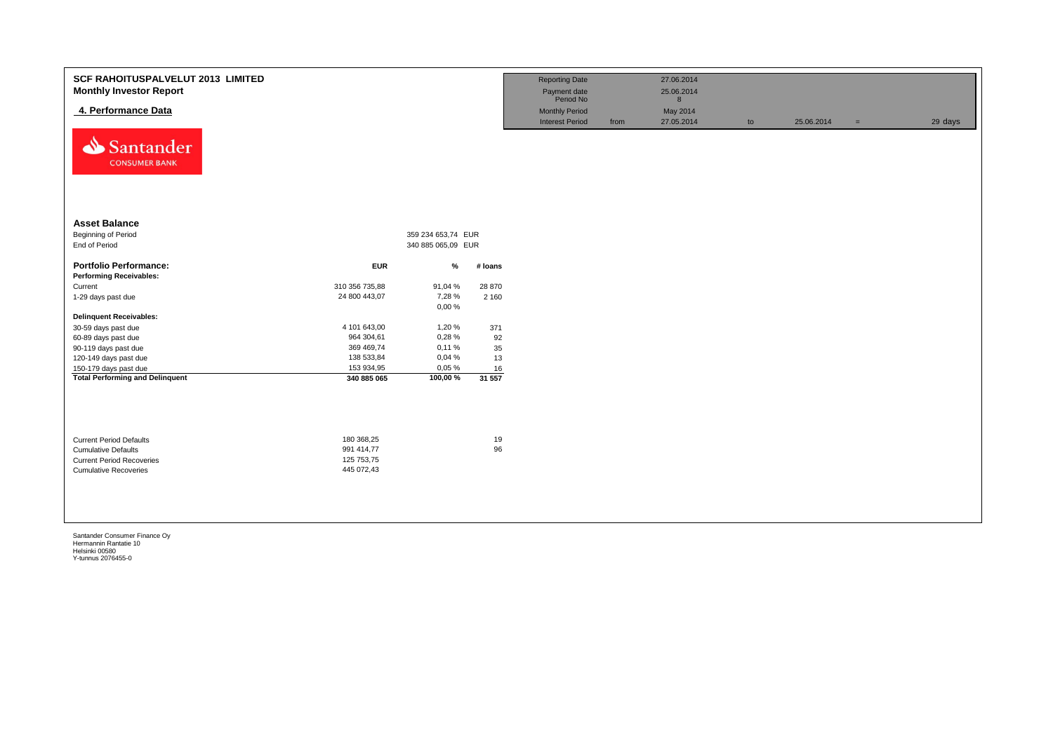# SCF RAHOITUSPALVELUT 2013 LIMITED

**Monthly Investor Report**

## 4. Performance Data

| Reporting Date | | 27.06.2014 | | | | |
|---|---|---|---|---|---|---|
| Payment date | | 25.06.2014 | | | | |
| Period No | | 8 | | | | |
| Monthly Period | | May 2014 | | | | |
| Interest Period | from | 27.05.2014 | to | 25.06.2014 | = | 29 days |

Santander CONSUMER BANK

**Asset Balance**

| | | |
|---|---|---|
| Beginning of Period | 359 234 653,74 | EUR |
| End of Period | 340 885 065,09 | EUR |

| **Portfolio Performance:** | **EUR** | **%** | **# loans** |
|---|---|---|---|
| **Performing Receivables:** | | | |
| Current | 310 356 735,88 | 91,04 % | 28 870 |
| 1-29 days past due | 24 800 443,07 | 7,28 % | 2 160 |
| | | 0,00 % | |
| **Delinquent Receivables:** | | | |
| 30-59 days past due | 4 101 643,00 | 1,20 % | 371 |
| 60-89 days past due | 964 304,61 | 0,28 % | 92 |
| 90-119 days past due | 369 469,74 | 0,11 % | 35 |
| 120-149 days past due | 138 533,84 | 0,04 % | 13 |
| 150-179 days past due | 153 934,95 | 0,05 % | 16 |
| **Total Performing and Delinquent** | **340 885 065** | **100,00 %** | **31 557** |

| | | |
|---|---|---|
| Current Period Defaults | 180 368,25 | 19 |
| Cumulative Defaults | 991 414,77 | 96 |
| Current Period Recoveries | 125 753,75 | |
| Cumulative Recoveries | 445 072,43 | |

Santander Consumer Finance Oy
Hermannin Rantatie 10
Helsinki 00580
Y-tunnus 2076455-0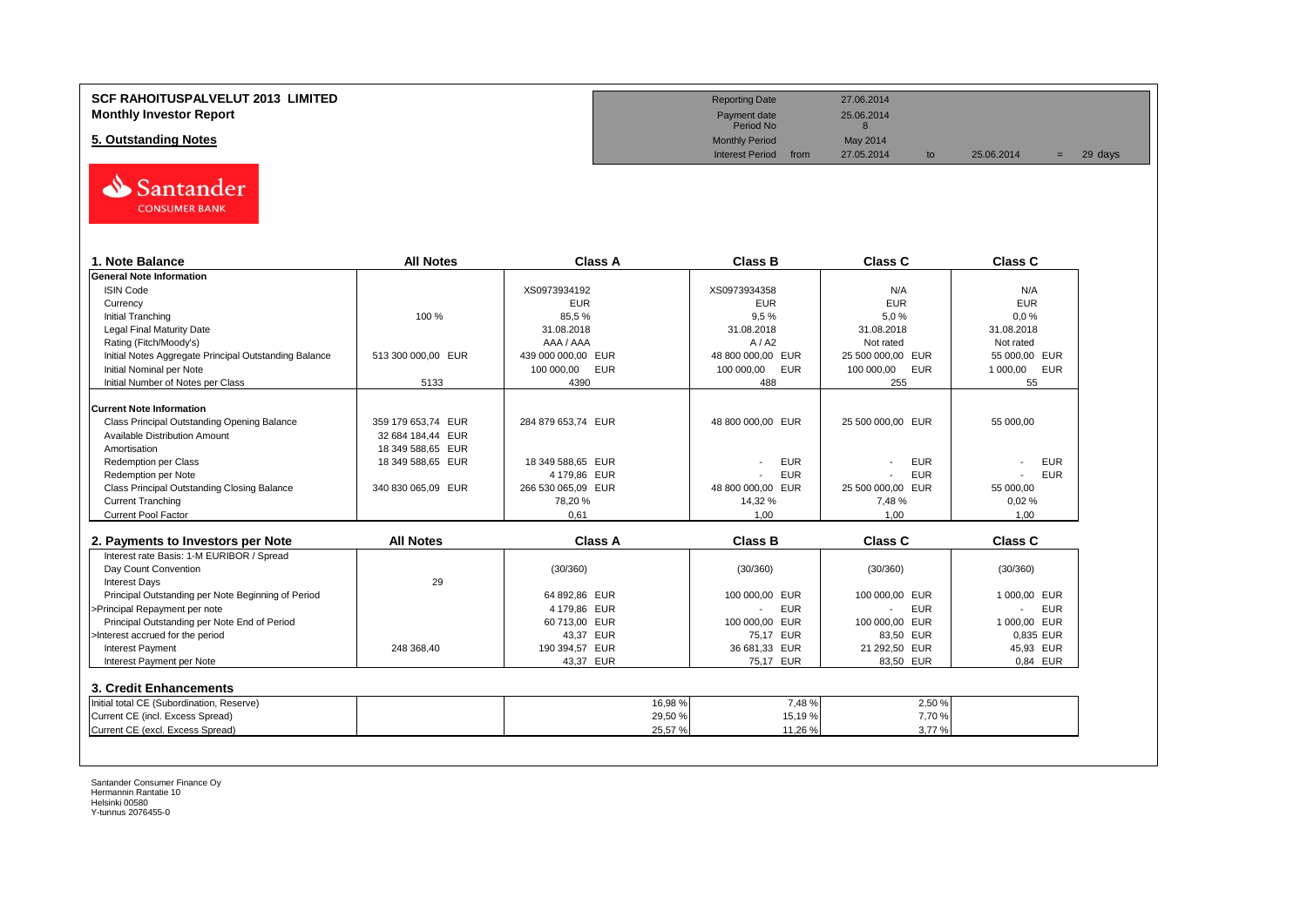# SCF RAHOITUSPALVELUT 2013 LIMITED
## Monthly Investor Report

## 5. Outstanding Notes

| | | | | | |
|---|---|---|---|---|---|
| Reporting Date | | 27.06.2014 | | | |
| Payment date | | 25.06.2014 | | | |
| Period No | | 8 | | | |
| Monthly Period | | May 2014 | | | |
| Interest Period | from | 27.05.2014 | to | 25.06.2014 | = 29 days |

Santander CONSUMER BANK

| 1. Note Balance | All Notes | Class A | Class B | Class C | Class C |
|---|---|---|---|---|---|
| **General Note Information** | | | | | |
| ISIN Code | | XS0973934192 | XS0973934358 | N/A | N/A |
| Currency | | EUR | EUR | EUR | EUR |
| Initial Tranching | 100 % | 85,5 % | 9,5 % | 5,0 % | 0,0 % |
| Legal Final Maturity Date | | 31.08.2018 | 31.08.2018 | 31.08.2018 | 31.08.2018 |
| Rating (Fitch/Moody's) | | AAA / AAA | A / A2 | Not rated | Not rated |
| Initial Notes Aggregate Principal Outstanding Balance | 513 300 000,00 EUR | 439 000 000,00 EUR | 48 800 000,00 EUR | 25 500 000,00 EUR | 55 000,00 EUR |
| Initial Nominal per Note | | 100 000,00 EUR | 100 000,00 EUR | 100 000,00 EUR | 1 000,00 EUR |
| Initial Number of Notes per Class | 5133 | 4390 | 488 | 255 | 55 |
| **Current Note Information** | | | | | |
| Class Principal Outstanding Opening Balance | 359 179 653,74 EUR | 284 879 653,74 EUR | 48 800 000,00 EUR | 25 500 000,00 EUR | 55 000,00 |
| Available Distribution Amount | 32 684 184,44 EUR | | | | |
| Amortisation | 18 349 588,65 EUR | | | | |
| Redemption per Class | 18 349 588,65 EUR | 18 349 588,65 EUR | - EUR | - EUR | - EUR |
| Redemption per Note | | 4 179,86 EUR | - EUR | - EUR | - EUR |
| Class Principal Outstanding Closing Balance | 340 830 065,09 EUR | 266 530 065,09 EUR | 48 800 000,00 EUR | 25 500 000,00 EUR | 55 000,00 |
| Current Tranching | | 78,20 % | 14,32 % | 7,48 % | 0,02 % |
| Current Pool Factor | | 0,61 | 1,00 | 1,00 | 1,00 |

| 2. Payments to Investors per Note | All Notes | Class A | Class B | Class C | Class C |
|---|---|---|---|---|---|
| Interest rate Basis: 1-M EURIBOR / Spread | | | | | |
| Day Count Convention | | (30/360) | (30/360) | (30/360) | (30/360) |
| Interest Days | 29 | | | | |
| Principal Outstanding per Note Beginning of Period | | 64 892,86 EUR | 100 000,00 EUR | 100 000,00 EUR | 1 000,00 EUR |
| >Principal Repayment per note | | 4 179,86 EUR | - EUR | - EUR | - EUR |
| Principal Outstanding per Note End of Period | | 60 713,00 EUR | 100 000,00 EUR | 100 000,00 EUR | 1 000,00 EUR |
| >Interest accrued for the period | | 43,37 EUR | 75,17 EUR | 83,50 EUR | 0,835 EUR |
| Interest Payment | 248 368,40 | 190 394,57 EUR | 36 681,33 EUR | 21 292,50 EUR | 45,93 EUR |
| Interest Payment per Note | | 43,37 EUR | 75,17 EUR | 83,50 EUR | 0,84 EUR |

## 3. Credit Enhancements

| | | | | | |
|---|---|---|---|---|---|
| Initial total CE (Subordination, Reserve) | | 16,98 % | 7,48 % | 2,50 % | |
| Current CE (incl. Excess Spread) | | 29,50 % | 15,19 % | 7,70 % | |
| Current CE (excl. Excess Spread) | | 25,57 % | 11,26 % | 3,77 % | |

Santander Consumer Finance Oy
Hermannin Rantatie 10
Helsinki 00580
Y-tunnus 2076455-0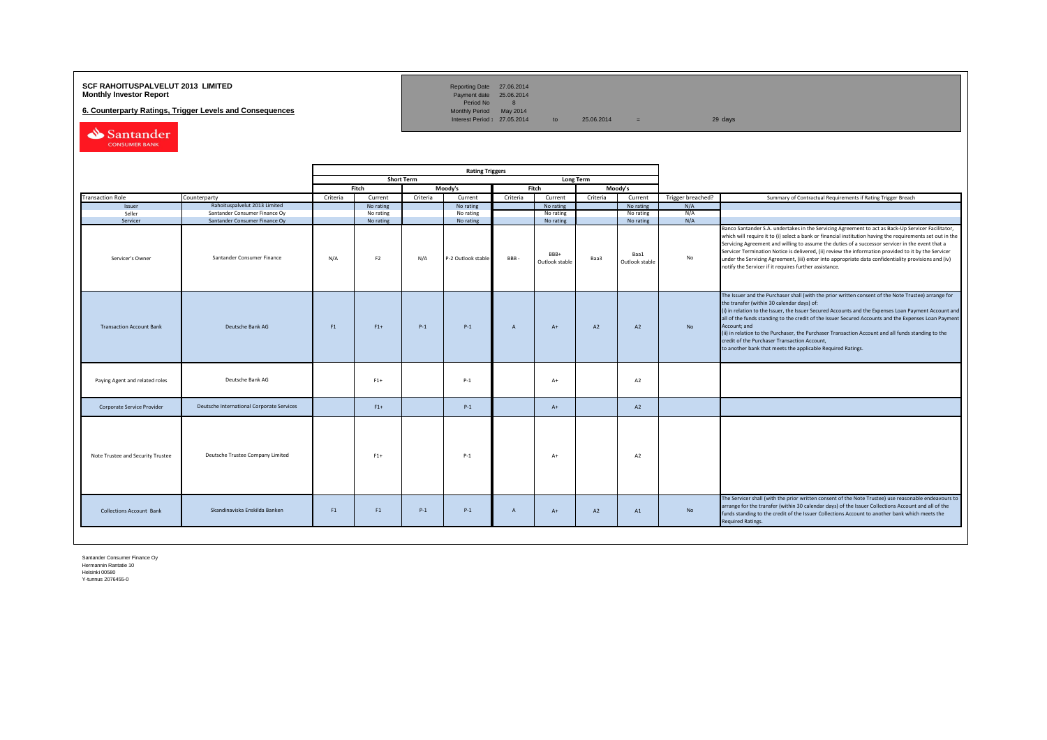**SCF RAHOITUSPALVELUT 2013 LIMITED**
**Monthly Investor Report**

**6. Counterparty Ratings, Trigger Levels and Consequences**

| | | | | |
|---|---|---|---|---|
| Reporting Date | 27.06.2014 | | | |
| Payment date | 25.06.2014 | | | |
| Period No | 8 | | | |
| Monthly Period | May 2014 | | | |
| Interest Period : | 27.05.2014 | to | 25.06.2014 | = 29 days |

| | | Rating Triggers | | | | | | | | | |
|---|---|---|---|---|---|---|---|---|---|---|---|
| | | Short Term | | | | Long Term | | | | | |
| | | Fitch | | Moody's | | Fitch | | Moody's | | | |
| Transaction Role | Counterparty | Criteria | Current | Criteria | Current | Criteria | Current | Criteria | Current | Trigger breached? | Summary of Contractual Requirements if Rating Trigger Breach |
| Issuer | Rahoituspalvelut 2013 Limited | | No rating | | No rating | | No rating | | No rating | N/A | |
| Seller | Santander Consumer Finance Oy | | No rating | | No rating | | No rating | | No rating | N/A | |
| Servicer | Santander Consumer Finance Oy | | No rating | | No rating | | No rating | | No rating | N/A | |
| Servicer's Owner | Santander Consumer Finance | N/A | F2 | N/A | P-2 Outlook stable | BBB - | BBB+ Outlook stable | Baa3 | Baa1 Outlook stable | No | Banco Santander S.A. undertakes in the Servicing Agreement to act as Back-Up Servicer Facilitator, which will require it to (i) select a bank or financial institution having the requirements set out in the Servicing Agreement and willing to assume the duties of a successor servicer in the event that a Servicer Termination Notice is delivered, (ii) review the information provided to it by the Servicer under the Servicing Agreement, (iii) enter into appropriate data confidentiality provisions and (iv) notify the Servicer if it requires further assistance. |
| Transaction Account Bank | Deutsche Bank AG | F1 | F1+ | P-1 | P-1 | A | A+ | A2 | A2 | No | The Issuer and the Purchaser shall (with the prior written consent of the Note Trustee) arrange for the transfer (within 30 calendar days) of: (i) in relation to the Issuer, the Issuer Secured Accounts and the Expenses Loan Payment Account and all of the funds standing to the credit of the Issuer Secured Accounts and the Expenses Loan Payment Account; and (ii) in relation to the Purchaser, the Purchaser Transaction Account and all funds standing to the credit of the Purchaser Transaction Account, to another bank that meets the applicable Required Ratings. |
| Paying Agent and related roles | Deutsche Bank AG | | F1+ | | P-1 | | A+ | | A2 | | |
| Corporate Service Provider | Deutsche International Corporate Services | | F1+ | | P-1 | | A+ | | A2 | | |
| Note Trustee and Security Trustee | Deutsche Trustee Company Limited | | F1+ | | P-1 | | A+ | | A2 | | |
| Collections Account Bank | Skandinaviska Enskilda Banken | F1 | F1 | P-1 | P-1 | A | A+ | A2 | A1 | No | The Servicer shall (with the prior written consent of the Note Trustee) use reasonable endeavours to arrange for the transfer (within 30 calendar days) of the Issuer Collections Account and all of the funds standing to the credit of the Issuer Collections Account to another bank which meets the Required Ratings. |

Santander Consumer Finance Oy
Hermannin Rantatie 10
Helsinki 00580
Y-tunnus 2076455-0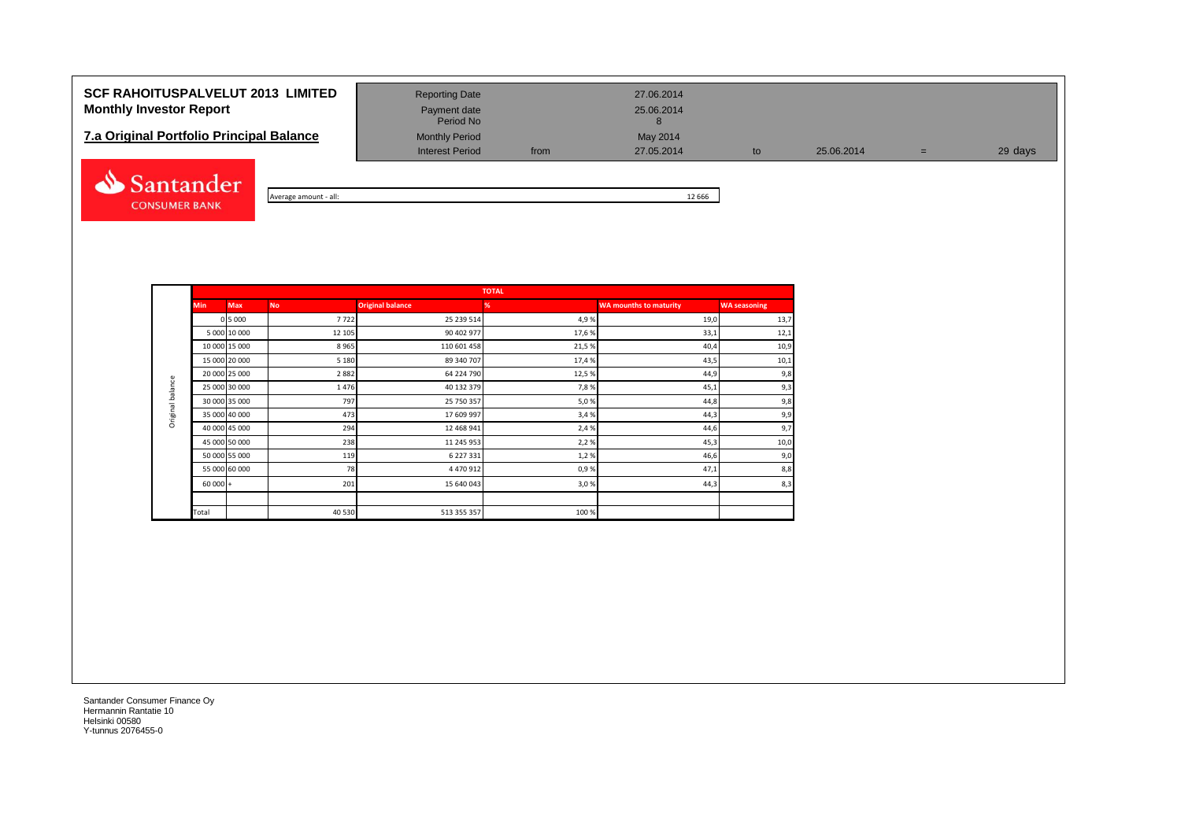# SCF RAHOITUSPALVELUT 2013 LIMITED
## Monthly Investor Report

## 7.a Original Portfolio Principal Balance

| | | | | | | |
|---|---|---|---|---|---|---|
| Reporting Date | | 27.06.2014 | | | | |
| Payment date | | 25.06.2014 | | | | |
| Period No | | 8 | | | | |
| Monthly Period | | May 2014 | | | | |
| Interest Period | from | 27.05.2014 | to | 25.06.2014 | = | 29 days |

Santander CONSUMER BANK

Average amount - all: 12 666

| | TOTAL | | | | | | |
|---|---|---|---|---|---|---|---|
| | Min | Max | No | Original balance | % | WA mounths to maturity | WA seasoning |
| Original balance | 0 | 5 000 | 7 722 | 25 239 514 | 4,9 % | 19,0 | 13,7 |
| | 5 000 | 10 000 | 12 105 | 90 402 977 | 17,6 % | 33,1 | 12,1 |
| | 10 000 | 15 000 | 8 965 | 110 601 458 | 21,5 % | 40,4 | 10,9 |
| | 15 000 | 20 000 | 5 180 | 89 340 707 | 17,4 % | 43,5 | 10,1 |
| | 20 000 | 25 000 | 2 882 | 64 224 790 | 12,5 % | 44,9 | 9,8 |
| | 25 000 | 30 000 | 1 476 | 40 132 379 | 7,8 % | 45,1 | 9,3 |
| | 30 000 | 35 000 | 797 | 25 750 357 | 5,0 % | 44,8 | 9,8 |
| | 35 000 | 40 000 | 473 | 17 609 997 | 3,4 % | 44,3 | 9,9 |
| | 40 000 | 45 000 | 294 | 12 468 941 | 2,4 % | 44,6 | 9,7 |
| | 45 000 | 50 000 | 238 | 11 245 953 | 2,2 % | 45,3 | 10,0 |
| | 50 000 | 55 000 | 119 | 6 227 331 | 1,2 % | 46,6 | 9,0 |
| | 55 000 | 60 000 | 78 | 4 470 912 | 0,9 % | 47,1 | 8,8 |
| | 60 000 | + | 201 | 15 640 043 | 3,0 % | 44,3 | 8,3 |
| | | | | | | | |
| | Total | | 40 530 | 513 355 357 | 100 % | | |

Santander Consumer Finance Oy
Hermannin Rantatie 10
Helsinki 00580
Y-tunnus 2076455-0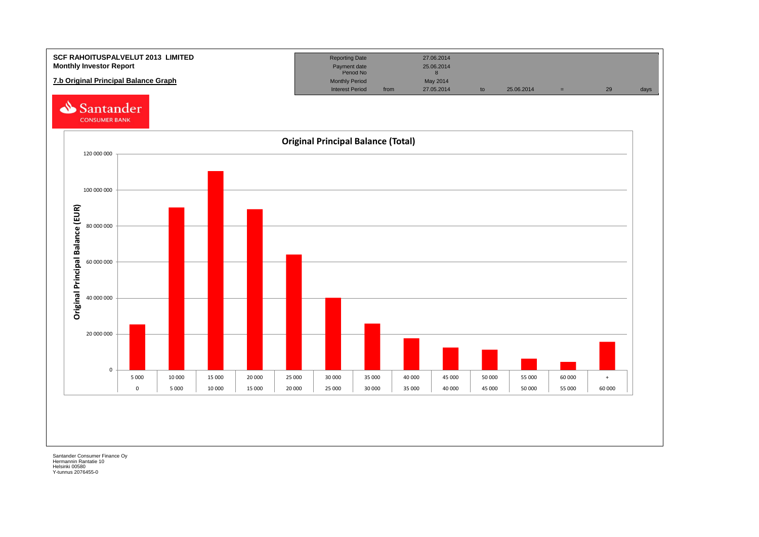**SCF RAHOITUSPALVELUT 2013 LIMITED**
**Monthly Investor Report**

**7.b Original Principal Balance Graph**

| Reporting Date | | 27.06.2014 | | | | | |
|---|---|---|---|---|---|---|---|
| Payment date | | 25.06.2014 | | | | | |
| Period No | | 8 | | | | | |
| Monthly Period | | May 2014 | | | | | |
| Interest Period | from | 27.05.2014 | to | 25.06.2014 | = | 29 | days |

Santander CONSUMER BANK

**Original Principal Balance (Total)**

Original Principal Balance (EUR)

| From | To |
|---|---|
| 0 | 5 000 |
| 5 000 | 10 000 |
| 10 000 | 15 000 |
| 15 000 | 20 000 |
| 20 000 | 25 000 |
| 25 000 | 30 000 |
| 30 000 | 35 000 |
| 35 000 | 40 000 |
| 40 000 | 45 000 |
| 45 000 | 50 000 |
| 50 000 | 55 000 |
| 55 000 | 60 000 |
| 60 000 | + |

Santander Consumer Finance Oy
Hermannin Rantatie 10
Helsinki 00580
Y-tunnus 2076455-0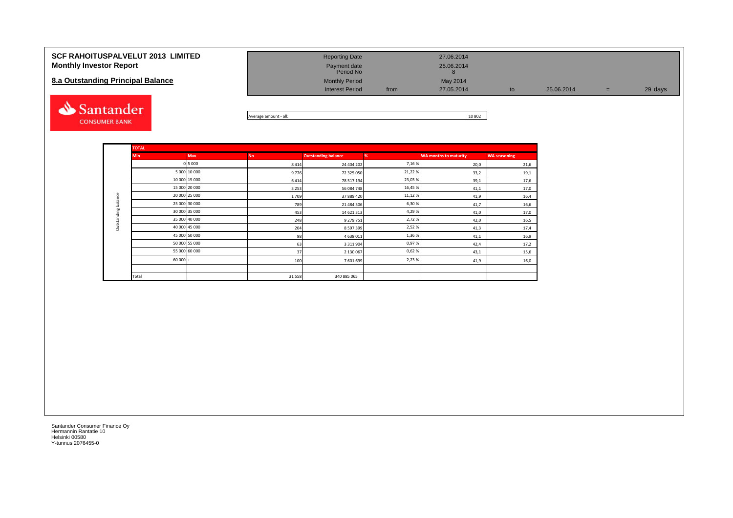**SCF RAHOITUSPALVELUT 2013 LIMITED**
**Monthly Investor Report**

## 8.a Outstanding Principal Balance

| | | | | | | |
|---|---|---|---|---|---|---|
| Reporting Date | | 27.06.2014 | | | | |
| Payment date | | 25.06.2014 | | | | |
| Period No | | 8 | | | | |
| Monthly Period | | May 2014 | | | | |
| Interest Period | from | 27.05.2014 | to | 25.06.2014 | = | 29 days |

Average amount - all: 10 802

| | TOTAL | | | | | | |
|---|---|---|---|---|---|---|---|
| | Min | Max | No | Outstanding balance | % | WA months to maturity | WA seasoning |
| Outstanding balance | 0 | 5 000 | 8 414 | 24 404 202 | 7,16 % | 20,0 | 21,6 |
| | 5 000 | 10 000 | 9 776 | 72 325 050 | 21,22 % | 33,2 | 19,1 |
| | 10 000 | 15 000 | 6 414 | 78 517 194 | 23,03 % | 39,1 | 17,6 |
| | 15 000 | 20 000 | 3 253 | 56 084 748 | 16,45 % | 41,1 | 17,0 |
| | 20 000 | 25 000 | 1 709 | 37 889 420 | 11,12 % | 41,9 | 16,4 |
| | 25 000 | 30 000 | 789 | 21 484 306 | 6,30 % | 41,7 | 16,6 |
| | 30 000 | 35 000 | 453 | 14 621 313 | 4,29 % | 41,0 | 17,0 |
| | 35 000 | 40 000 | 248 | 9 279 751 | 2,72 % | 42,0 | 16,5 |
| | 40 000 | 45 000 | 204 | 8 597 399 | 2,52 % | 41,3 | 17,4 |
| | 45 000 | 50 000 | 98 | 4 638 011 | 1,36 % | 41,1 | 16,9 |
| | 50 000 | 55 000 | 63 | 3 311 904 | 0,97 % | 42,4 | 17,2 |
| | 55 000 | 60 000 | 37 | 2 130 067 | 0,62 % | 43,1 | 15,6 |
| | 60 000 | + | 100 | 7 601 699 | 2,23 % | 41,9 | 16,0 |
| | | | | | | | |
| | Total | | 31 558 | 340 885 065 | | | |

Santander Consumer Finance Oy
Hermannin Rantatie 10
Helsinki 00580
Y-tunnus 2076455-0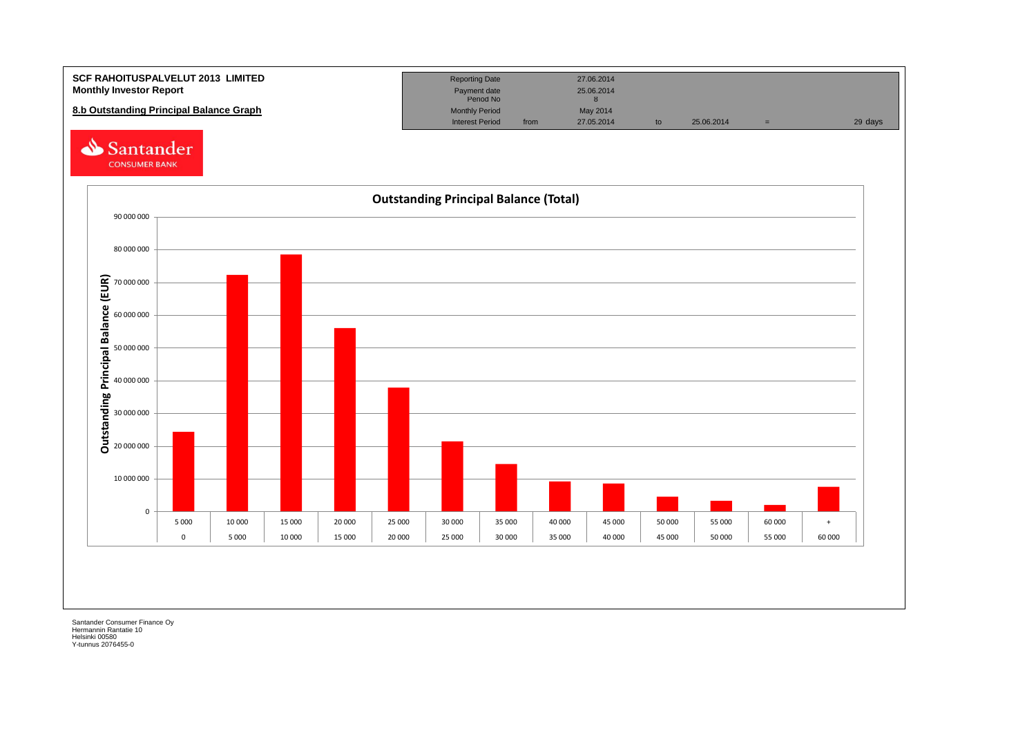**SCF RAHOITUSPALVELUT 2013 LIMITED**
**Monthly Investor Report**

**8.b Outstanding Principal Balance Graph**

| | | | | | | |
|---|---|---|---|---|---|---|
| Reporting Date | | 27.06.2014 | | | | |
| Payment date | | 25.06.2014 | | | | |
| Period No | | 8 | | | | |
| Monthly Period | | May 2014 | | | | |
| Interest Period | from | 27.05.2014 | to | 25.06.2014 | = | 29 days |

Santander CONSUMER BANK

**Outstanding Principal Balance (Total)**

Outstanding Principal Balance (EUR)

| From | To | Outstanding Principal Balance (EUR, approx.) |
|---|---|---|
| 0 | 5 000 | 24 000 000 |
| 5 000 | 10 000 | 72 000 000 |
| 10 000 | 15 000 | 78 500 000 |
| 15 000 | 20 000 | 56 000 000 |
| 20 000 | 25 000 | 38 000 000 |
| 25 000 | 30 000 | 21 500 000 |
| 30 000 | 35 000 | 14 500 000 |
| 35 000 | 40 000 | 9 000 000 |
| 40 000 | 45 000 | 8 500 000 |
| 45 000 | 50 000 | 4 500 000 |
| 50 000 | 55 000 | 3 000 000 |
| 55 000 | 60 000 | 2 000 000 |
| 60 000 | + | 7 500 000 |

Santander Consumer Finance Oy
Hermannin Rantatie 10
Helsinki 00580
Y-tunnus 2076455-0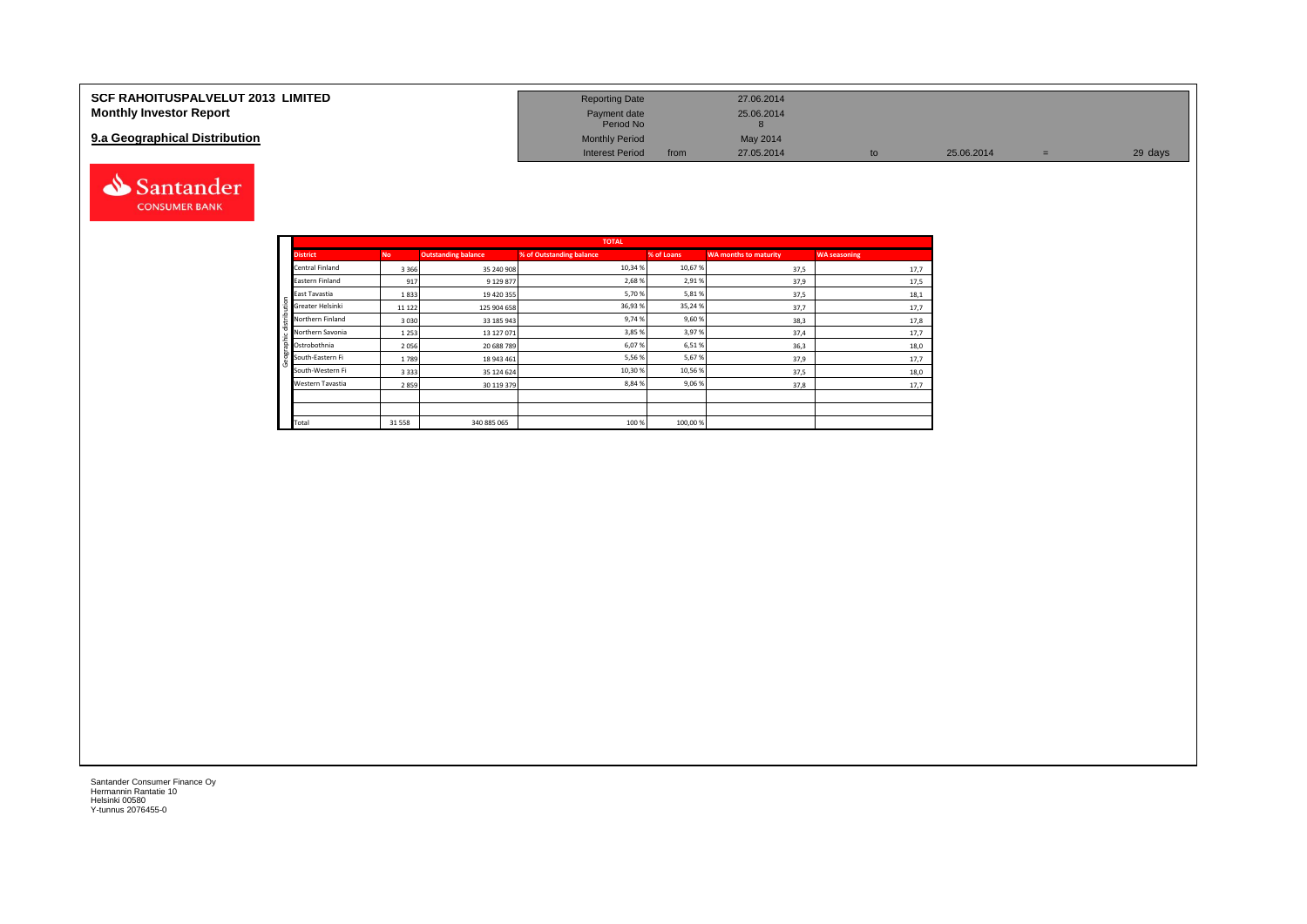# SCF RAHOITUSPALVELUT 2013 LIMITED
## Monthly Investor Report

## 9.a Geographical Distribution

| | | | | | |
|---|---|---|---|---|---|
| Reporting Date | | 27.06.2014 | | | |
| Payment date | | 25.06.2014 | | | |
| Period No | | 8 | | | |
| Monthly Period | | May 2014 | | | |
| Interest Period | from | 27.05.2014 | to | 25.06.2014 | = 29 days |

| District | No | Outstanding balance | % of Outstanding balance | % of Loans | WA months to maturity | WA seasoning |
|---|---|---|---|---|---|---|
| Central Finland | 3 366 | 35 240 908 | 10,34 % | 10,67 % | 37,5 | 17,7 |
| Eastern Finland | 917 | 9 129 877 | 2,68 % | 2,91 % | 37,9 | 17,5 |
| East Tavastia | 1 833 | 19 420 355 | 5,70 % | 5,81 % | 37,5 | 18,1 |
| Greater Helsinki | 11 122 | 125 904 658 | 36,93 % | 35,24 % | 37,7 | 17,7 |
| Northern Finland | 3 030 | 33 185 943 | 9,74 % | 9,60 % | 38,3 | 17,8 |
| Northern Savonia | 1 253 | 13 127 071 | 3,85 % | 3,97 % | 37,4 | 17,7 |
| Ostrobothnia | 2 056 | 20 688 789 | 6,07 % | 6,51 % | 36,3 | 18,0 |
| South-Eastern Fi | 1 789 | 18 943 461 | 5,56 % | 5,67 % | 37,9 | 17,7 |
| South-Western Fi | 3 333 | 35 124 624 | 10,30 % | 10,56 % | 37,5 | 18,0 |
| Western Tavastia | 2 859 | 30 119 379 | 8,84 % | 9,06 % | 37,8 | 17,7 |
| | | | | | | |
| | | | | | | |
| Total | 31 558 | 340 885 065 | 100 % | 100,00 % | | |

Santander Consumer Finance Oy
Hermannin Rantatie 10
Helsinki 00580
Y-tunnus 2076455-0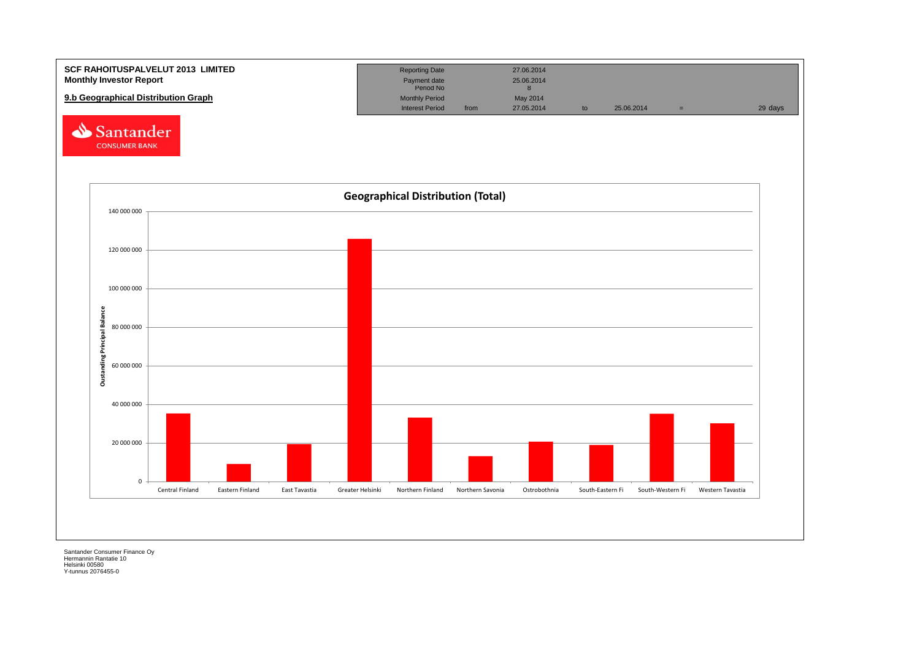**SCF RAHOITUSPALVELUT 2013 LIMITED**
**Monthly Investor Report**

**9.b Geographical Distribution Graph**

| | | | | | | |
|---|---|---|---|---|---|---|
| Reporting Date | | 27.06.2014 | | | | |
| Payment date | | 25.06.2014 | | | | |
| Period No | | 8 | | | | |
| Monthly Period | | May 2014 | | | | |
| Interest Period | from | 27.05.2014 | to | 25.06.2014 | = | 29 days |

Santander CONSUMER BANK

## Geographical Distribution (Total)

Oustanding Principal Balance

| Region | Approx. Outstanding Principal Balance |
|---|---|
| Central Finland | 35 000 000 |
| Eastern Finland | 9 000 000 |
| East Tavastia | 19 000 000 |
| Greater Helsinki | 126 000 000 |
| Northern Finland | 33 000 000 |
| Northern Savonia | 13 000 000 |
| Ostrobothnia | 20 500 000 |
| South-Eastern Fi | 19 000 000 |
| South-Western Fi | 35 000 000 |
| Western Tavastia | 30 000 000 |

Santander Consumer Finance Oy
Hermannin Rantatie 10
Helsinki 00580
Y-tunnus 2076455-0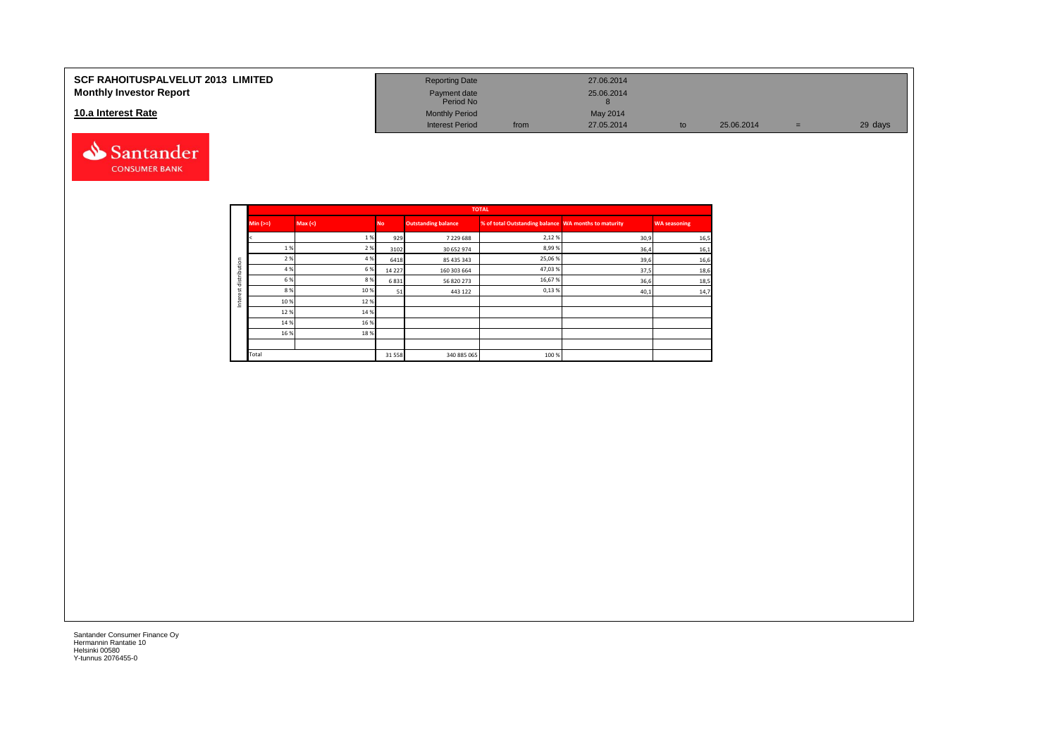**SCF RAHOITUSPALVELUT 2013 LIMITED**
**Monthly Investor Report**

**10.a Interest Rate**

| | | | | | |
|---|---|---|---|---|---|
| Reporting Date | | 27.06.2014 | | | |
| Payment date | | 25.06.2014 | | | |
| Period No | | 8 | | | |
| Monthly Period | | May 2014 | | | |
| Interest Period | from | 27.05.2014 | to | 25.06.2014 | = 29 days |

| Interest distribution | TOTAL | | | | | | |
|---|---|---|---|---|---|---|---|
| | Min (>=) | Max (<) | No | Outstanding balance | % of total Outstanding balance | WA months to maturity | WA seasoning |
| | < | 1 % | 929 | 7 229 688 | 2,12 % | 30,9 | 16,5 |
| | 1 % | 2 % | 3102 | 30 652 974 | 8,99 % | 36,4 | 16,1 |
| | 2 % | 4 % | 6418 | 85 435 343 | 25,06 % | 39,6 | 16,6 |
| | 4 % | 6 % | 14 227 | 160 303 664 | 47,03 % | 37,5 | 18,6 |
| | 6 % | 8 % | 6 831 | 56 820 273 | 16,67 % | 36,6 | 18,5 |
| | 8 % | 10 % | 51 | 443 122 | 0,13 % | 40,1 | 14,7 |
| | 10 % | 12 % | | | | | |
| | 12 % | 14 % | | | | | |
| | 14 % | 16 % | | | | | |
| | 16 % | 18 % | | | | | |
| | | | | | | | |
| | Total | | 31 558 | 340 885 065 | 100 % | | |

Santander Consumer Finance Oy
Hermannin Rantatie 10
Helsinki 00580
Y-tunnus 2076455-0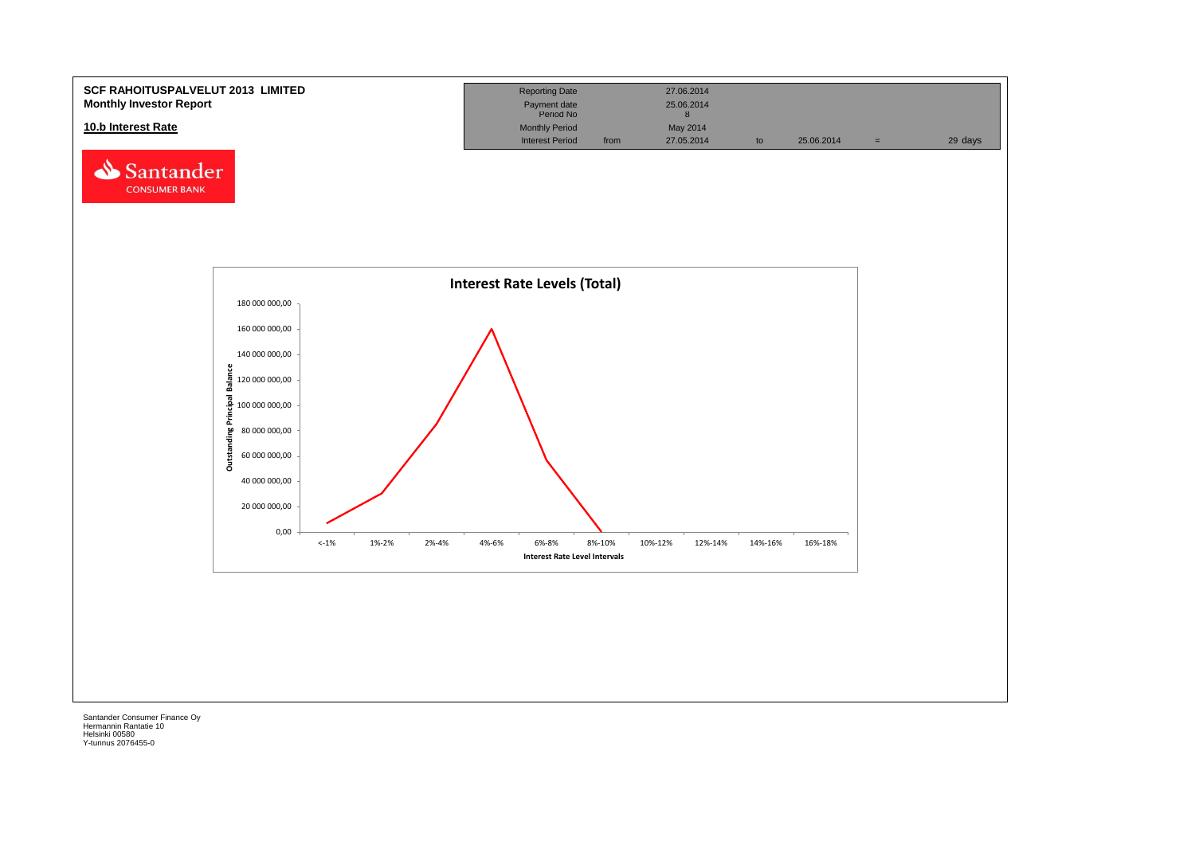**SCF RAHOITUSPALVELUT 2013 LIMITED**
**Monthly Investor Report**

**10.b Interest Rate**

| Reporting Date | | 27.06.2014 | | | | |
|---|---|---|---|---|---|---|
| Payment date | | 25.06.2014 | | | | |
| Period No | | 8 | | | | |
| Monthly Period | | May 2014 | | | | |
| Interest Period | from | 27.05.2014 | to | 25.06.2014 | = | 29 days |

Santander CONSUMER BANK

**Interest Rate Levels (Total)**

Outstanding Principal Balance: 180 000 000,00; 160 000 000,00; 140 000 000,00; 120 000 000,00; 100 000 000,00; 80 000 000,00; 60 000 000,00; 40 000 000,00; 20 000 000,00; 0,00

Interest Rate Level Intervals: <-1%; 1%-2%; 2%-4%; 4%-6%; 6%-8%; 8%-10%; 10%-12%; 12%-14%; 14%-16%; 16%-18%

Santander Consumer Finance Oy
Hermannin Rantatie 10
Helsinki 00580
Y-tunnus 2076455-0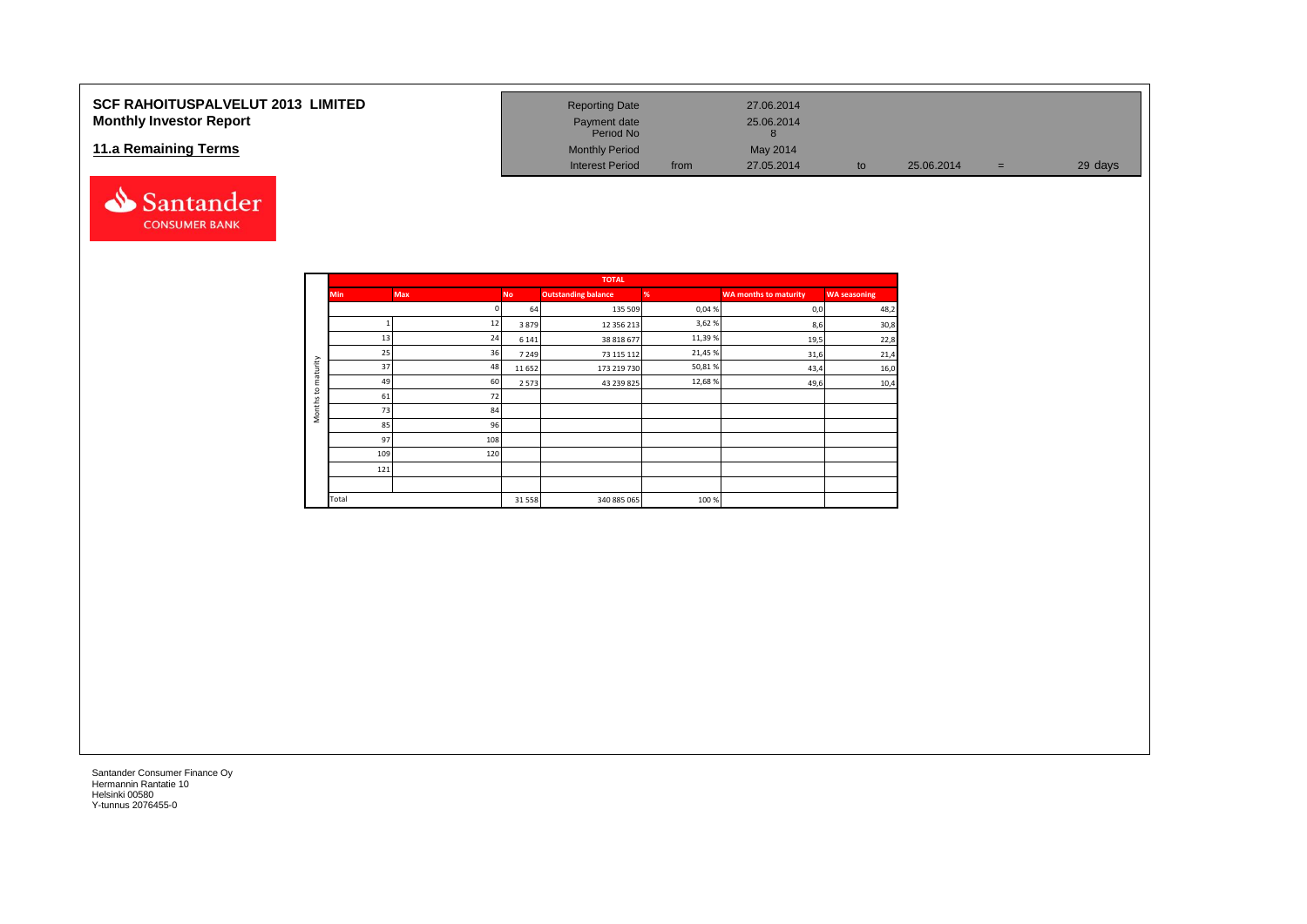# SCF RAHOITUSPALVELUT 2013 LIMITED
## Monthly Investor Report

## 11.a Remaining Terms

| | | | | | |
|---|---|---|---|---|---|
| Reporting Date | | 27.06.2014 | | | |
| Payment date | | 25.06.2014 | | | |
| Period No | | 8 | | | |
| Monthly Period | | May 2014 | | | |
| Interest Period | from | 27.05.2014 | to | 25.06.2014 | = 29 days |

| | TOTAL | | | | | | |
|---|---|---|---|---|---|---|---|
| | Min | Max | No | Outstanding balance | % | WA months to maturity | WA seasoning |
| Months to maturity | | 0 | 64 | 135 509 | 0,04 % | 0,0 | 48,2 |
| | 1 | 12 | 3 879 | 12 356 213 | 3,62 % | 8,6 | 30,8 |
| | 13 | 24 | 6 141 | 38 818 677 | 11,39 % | 19,5 | 22,8 |
| | 25 | 36 | 7 249 | 73 115 112 | 21,45 % | 31,6 | 21,4 |
| | 37 | 48 | 11 652 | 173 219 730 | 50,81 % | 43,4 | 16,0 |
| | 49 | 60 | 2 573 | 43 239 825 | 12,68 % | 49,6 | 10,4 |
| | 61 | 72 | | | | | |
| | 73 | 84 | | | | | |
| | 85 | 96 | | | | | |
| | 97 | 108 | | | | | |
| | 109 | 120 | | | | | |
| | 121 | | | | | | |
| | | | | | | | |
| | Total | | 31 558 | 340 885 065 | 100 % | | |

Santander Consumer Finance Oy
Hermannin Rantatie 10
Helsinki 00580
Y-tunnus 2076455-0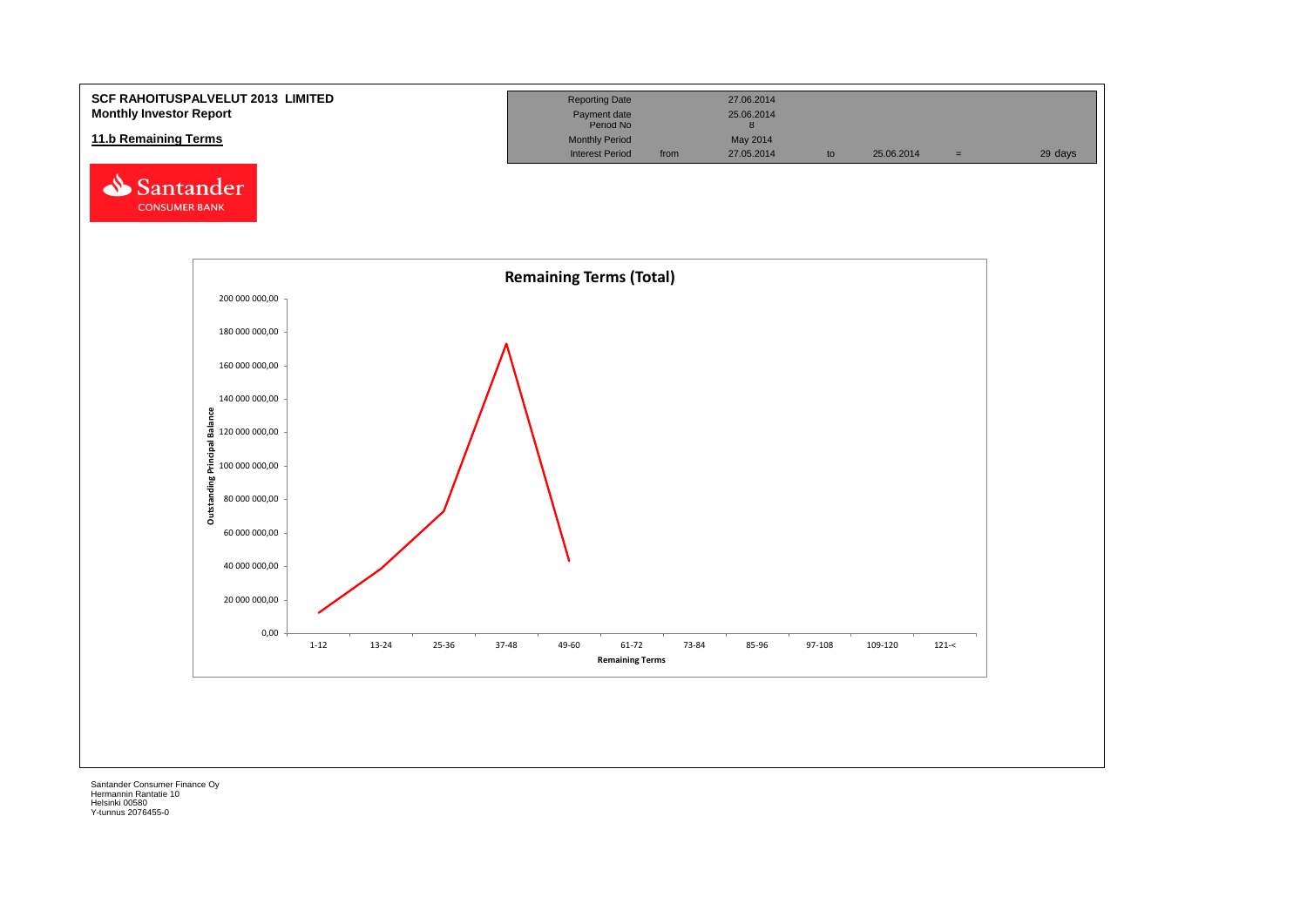**SCF RAHOITUSPALVELUT 2013 LIMITED**
**Monthly Investor Report**

## 11.b Remaining Terms

| Reporting Date | | 27.06.2014 | | | | |
|---|---|---|---|---|---|---|
| Payment date | | 25.06.2014 | | | | |
| Period No | | 8 | | | | |
| Monthly Period | | May 2014 | | | | |
| Interest Period | from | 27.05.2014 | to | 25.06.2014 | = | 29 days |

Santander CONSUMER BANK

**Remaining Terms (Total)**

Outstanding Principal Balance

200 000 000,00
180 000 000,00
160 000 000,00
140 000 000,00
120 000 000,00
100 000 000,00
80 000 000,00
60 000 000,00
40 000 000,00
20 000 000,00
0,00

1-12 | 13-24 | 25-36 | 37-48 | 49-60 | 61-72 | 73-84 | 85-96 | 97-108 | 109-120 | 121-<

**Remaining Terms**

Santander Consumer Finance Oy
Hermannin Rantatie 10
Helsinki 00580
Y-tunnus 2076455-0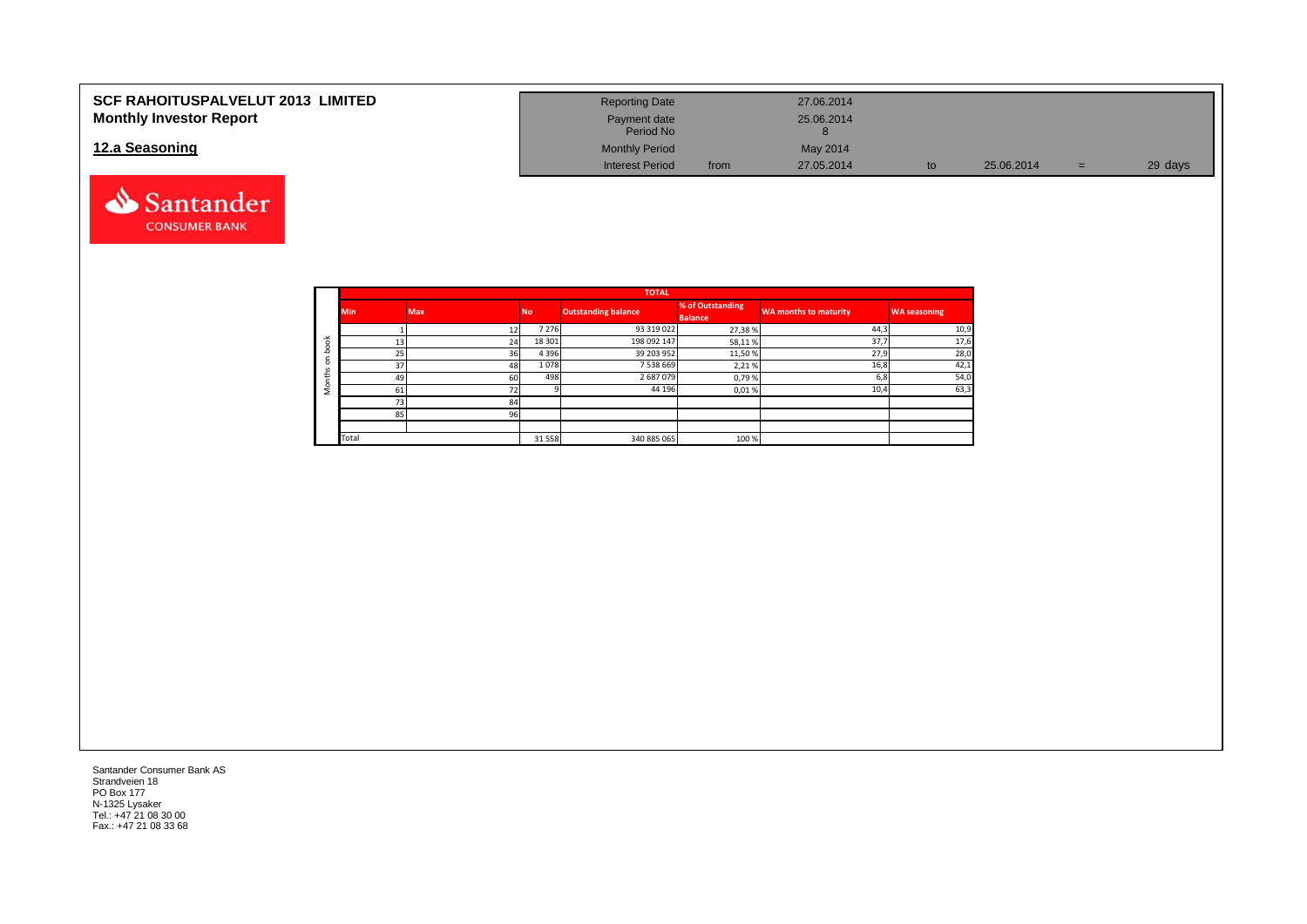# SCF RAHOITUSPALVELUT 2013 LIMITED
## Monthly Investor Report

## 12.a Seasoning

| | | | | | | |
|---|---|---|---|---|---|---|
| Reporting Date | | 27.06.2014 | | | | |
| Payment date | | 25.06.2014 | | | | |
| Period No | | 8 | | | | |
| Monthly Period | | May 2014 | | | | |
| Interest Period | from | 27.05.2014 | to | 25.06.2014 | = | 29 days |

| | TOTAL | | | | | | |
|---|---|---|---|---|---|---|---|
| | Min | Max | No | Outstanding balance | % of Outstanding Balance | WA months to maturity | WA seasoning |
| Months on book | 1 | 12 | 7 276 | 93 319 022 | 27,38 % | 44,3 | 10,9 |
| | 13 | 24 | 18 301 | 198 092 147 | 58,11 % | 37,7 | 17,6 |
| | 25 | 36 | 4 396 | 39 203 952 | 11,50 % | 27,9 | 28,0 |
| | 37 | 48 | 1 078 | 7 538 669 | 2,21 % | 16,8 | 42,1 |
| | 49 | 60 | 498 | 2 687 079 | 0,79 % | 6,8 | 54,0 |
| | 61 | 72 | 9 | 44 196 | 0,01 % | 10,4 | 63,3 |
| | 73 | 84 | | | | | |
| | 85 | 96 | | | | | |
| | | | | | | | |
| | Total | | 31 558 | 340 885 065 | 100 % | | |

Santander Consumer Bank AS
Strandveien 18
PO Box 177
N-1325 Lysaker
Tel.: +47 21 08 30 00
Fax.: +47 21 08 33 68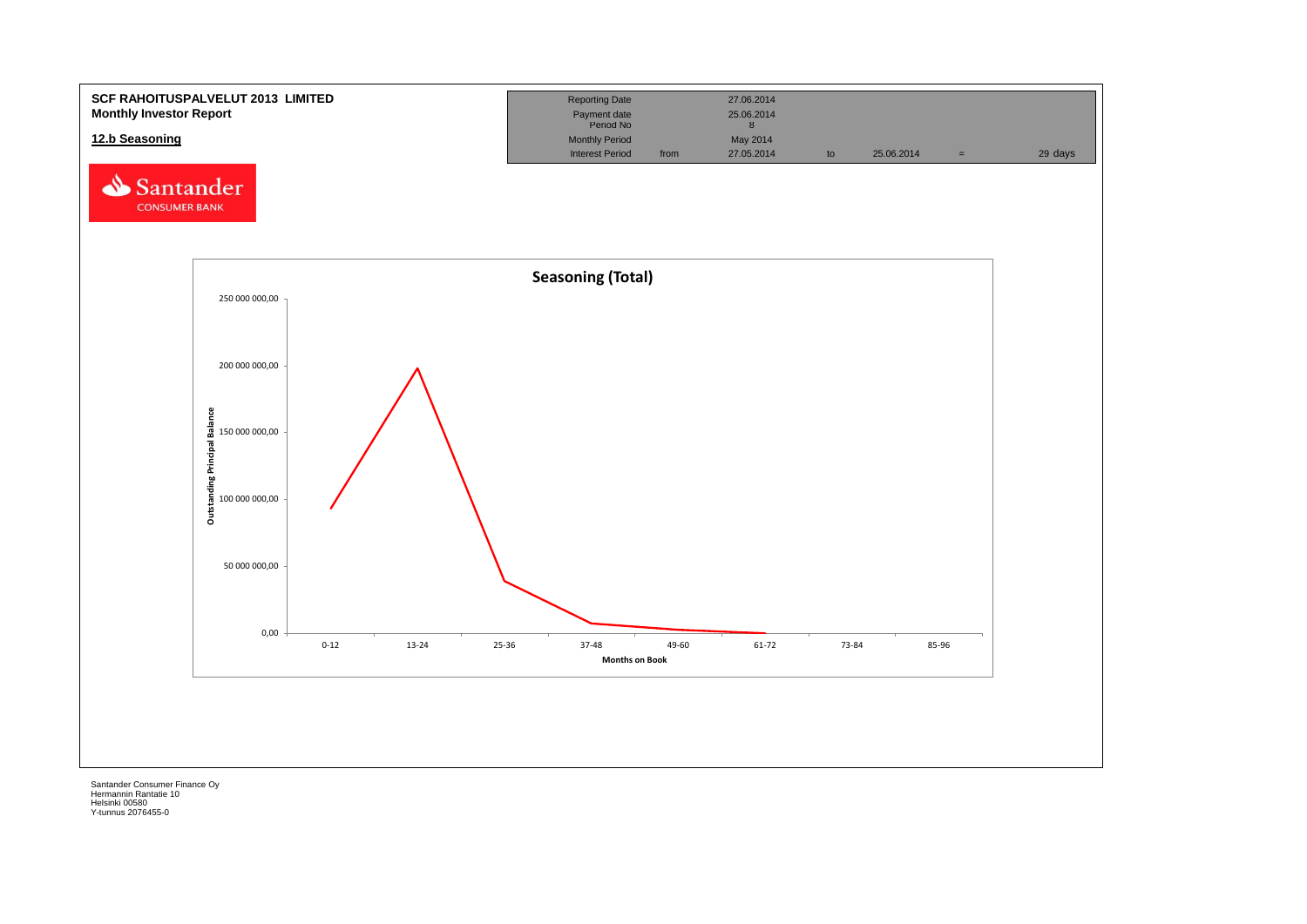**SCF RAHOITUSPALVELUT 2013 LIMITED**
**Monthly Investor Report**

**12.b Seasoning**

| | | | | | | |
|---|---|---|---|---|---|---|
| Reporting Date | | 27.06.2014 | | | | |
| Payment date | | 25.06.2014 | | | | |
| Period No | | 8 | | | | |
| Monthly Period | | May 2014 | | | | |
| Interest Period | from | 27.05.2014 | to | 25.06.2014 | = | 29 days |

Santander CONSUMER BANK

**Seasoning (Total)**

Outstanding Principal Balance: 250 000 000,00; 200 000 000,00; 150 000 000,00; 100 000 000,00; 50 000 000,00; 0,00

Months on Book: 0-12; 13-24; 25-36; 37-48; 49-60; 61-72; 73-84; 85-96

Santander Consumer Finance Oy
Hermannin Rantatie 10
Helsinki 00580
Y-tunnus 2076455-0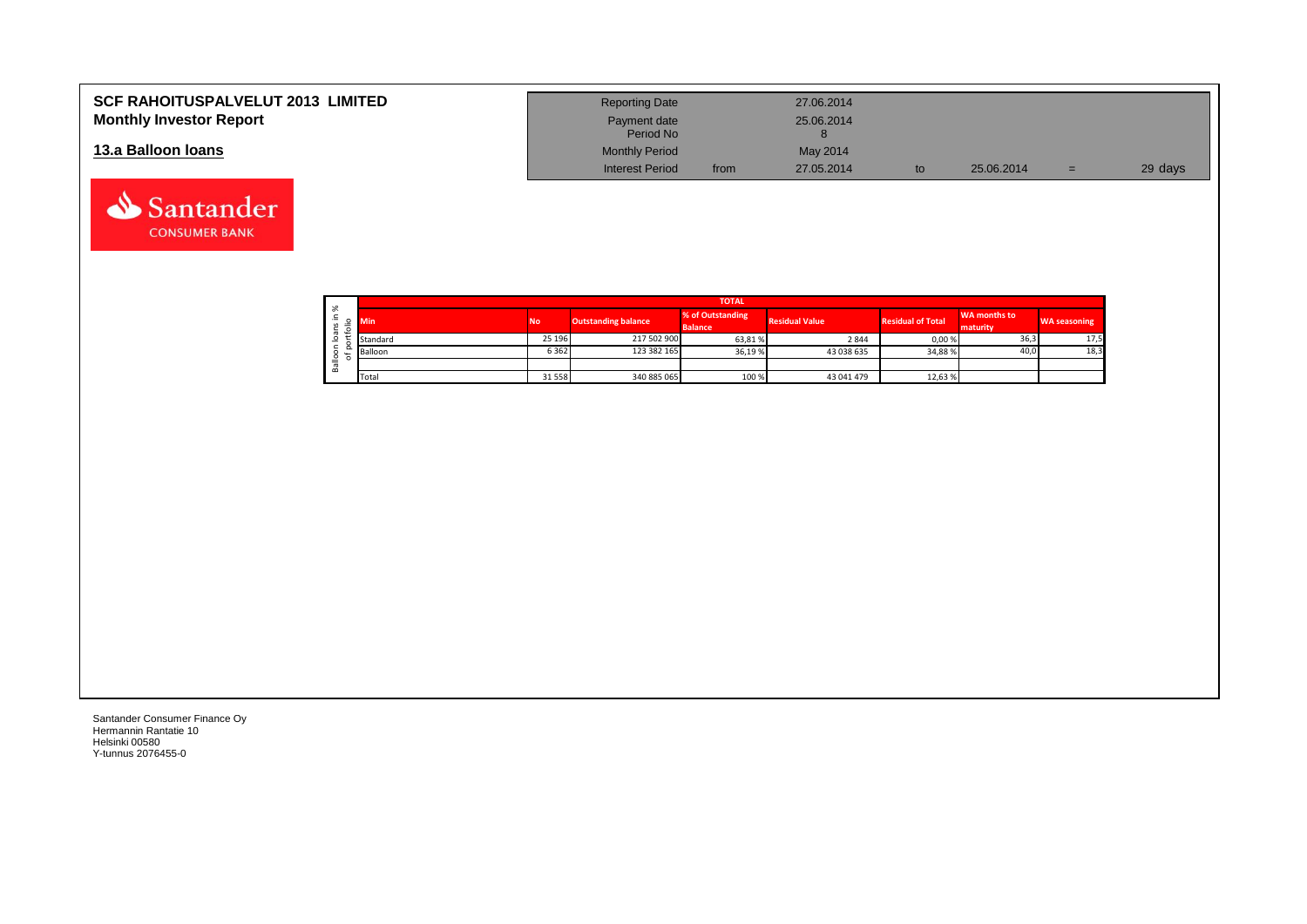# SCF RAHOITUSPALVELUT 2013 LIMITED
## Monthly Investor Report

### 13.a Balloon loans

| | | | | | |
|---|---|---|---|---|---|
| Reporting Date | | 27.06.2014 | | | |
| Payment date | | 25.06.2014 | | | |
| Period No | | 8 | | | |
| Monthly Period | | May 2014 | | | |
| Interest Period | from | 27.05.2014 | to | 25.06.2014 | = 29 days |

Balloon loans in % of portfolio

| Min | No | Outstanding balance | % of Outstanding Balance | Residual Value | Residual of Total | WA months to maturity | WA seasoning |
|---|---|---|---|---|---|---|---|
| TOTAL | | | | | | | |
| Standard | 25 196 | 217 502 900 | 63,81 % | 2 844 | 0,00 % | 36,3 | 17,5 |
| Balloon | 6 362 | 123 382 165 | 36,19 % | 43 038 635 | 34,88 % | 40,0 | 18,3 |
| | | | | | | | |
| Total | 31 558 | 340 885 065 | 100 % | 43 041 479 | 12,63 % | | |

Santander Consumer Finance Oy
Hermannin Rantatie 10
Helsinki 00580
Y-tunnus 2076455-0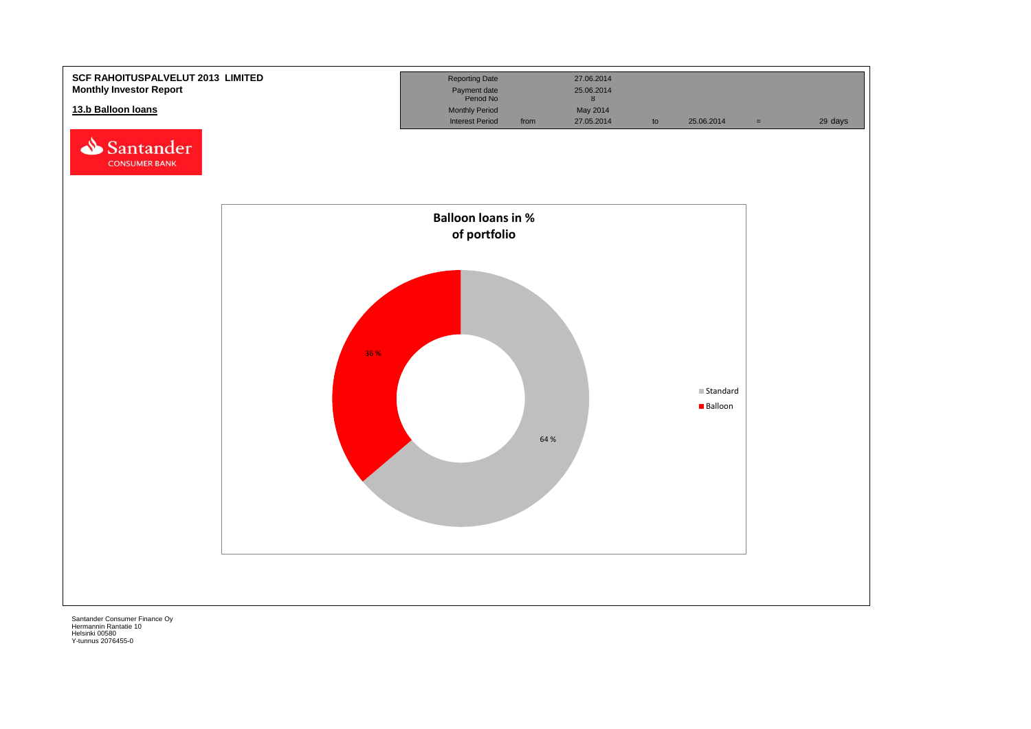**SCF RAHOITUSPALVELUT 2013 LIMITED**
**Monthly Investor Report**

## 13.b Balloon loans

| | | | | | | |
|---|---|---|---|---|---|---|
| Reporting Date | | 27.06.2014 | | | | |
| Payment date | | 25.06.2014 | | | | |
| Period No | | 8 | | | | |
| Monthly Period | | May 2014 | | | | |
| Interest Period | from | 27.05.2014 | to | 25.06.2014 | = | 29 days |

**Balloon loans in % of portfolio**

| Category | % |
|---|---|
| Standard | 64 % |
| Balloon | 36 % |

Santander Consumer Finance Oy
Hermannin Rantatie 10
Helsinki 00580
Y-tunnus 2076455-0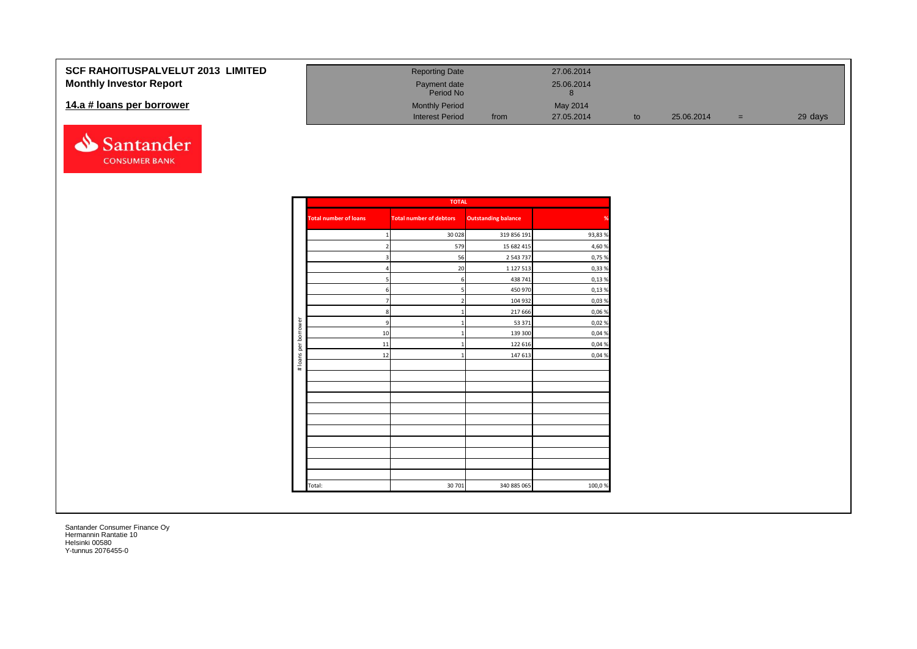# SCF RAHOITUSPALVELUT 2013 LIMITED
## Monthly Investor Report

### 14.a # loans per borrower

| | | | | | | | |
|---|---|---|---|---|---|---|---|
| Reporting Date | | 27.06.2014 | | | | |
| Payment date | | 25.06.2014 | | | | |
| Period No | | 8 | | | | |
| Monthly Period | | May 2014 | | | | |
| Interest Period | from | 27.05.2014 | to | 25.06.2014 | = | 29 days |

Santander CONSUMER BANK

**# loans per borrower**

| TOTAL | | | |
|---|---|---|---|
| **Total number of loans** | **Total number of debtors** | **Outstanding balance** | **%** |
| 1 | 30 028 | 319 856 191 | 93,83 % |
| 2 | 579 | 15 682 415 | 4,60 % |
| 3 | 56 | 2 543 737 | 0,75 % |
| 4 | 20 | 1 127 513 | 0,33 % |
| 5 | 6 | 438 741 | 0,13 % |
| 6 | 5 | 450 970 | 0,13 % |
| 7 | 2 | 104 932 | 0,03 % |
| 8 | 1 | 217 666 | 0,06 % |
| 9 | 1 | 53 371 | 0,02 % |
| 10 | 1 | 139 300 | 0,04 % |
| 11 | 1 | 122 616 | 0,04 % |
| 12 | 1 | 147 613 | 0,04 % |
| Total: | 30 701 | 340 885 065 | 100,0 % |

Santander Consumer Finance Oy
Hermannin Rantatie 10
Helsinki 00580
Y-tunnus 2076455-0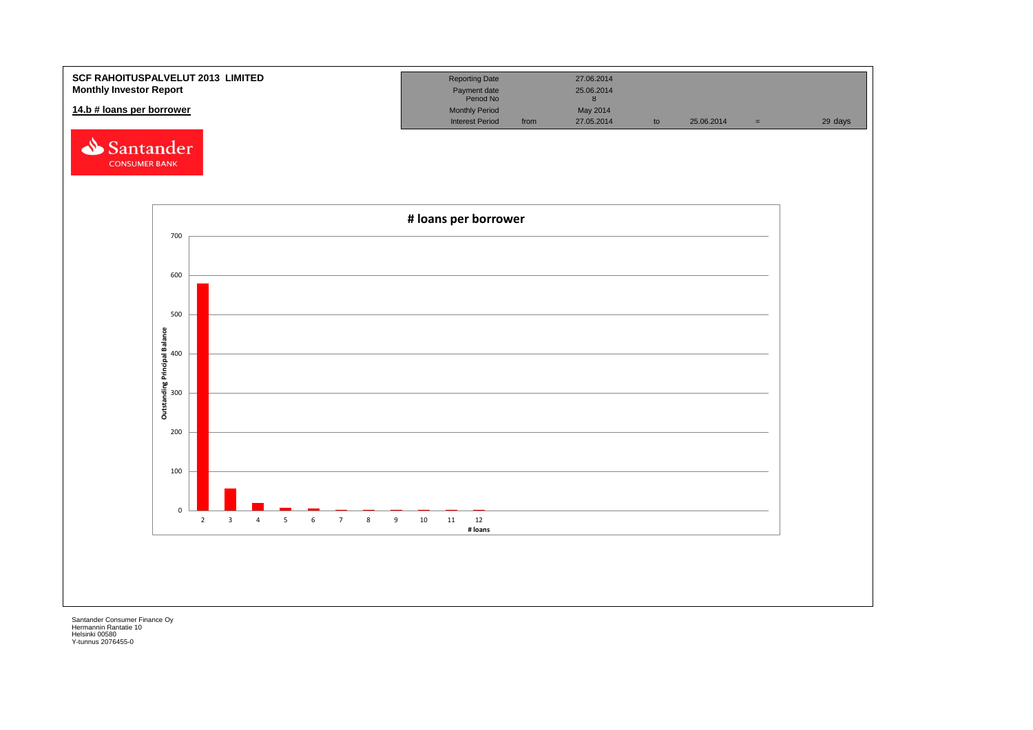**SCF RAHOITUSPALVELUT 2013 LIMITED**
**Monthly Investor Report**

## 14.b # loans per borrower

| Reporting Date | | 27.06.2014 | | | | |
|---|---|---|---|---|---|---|
| Payment date | | 25.06.2014 | | | | |
| Period No | | 8 | | | | |
| Monthly Period | | May 2014 | | | | |
| Interest Period | from | 27.05.2014 | to | 25.06.2014 | = | 29 days |

Santander CONSUMER BANK

**# loans per borrower**

Outstanding Principal Balance

700
600
500
400
300
200
100
0

2 3 4 5 6 7 8 9 10 11 12

**# loans**

Santander Consumer Finance Oy
Hermannin Rantatie 10
Helsinki 00580
Y-tunnus 2076455-0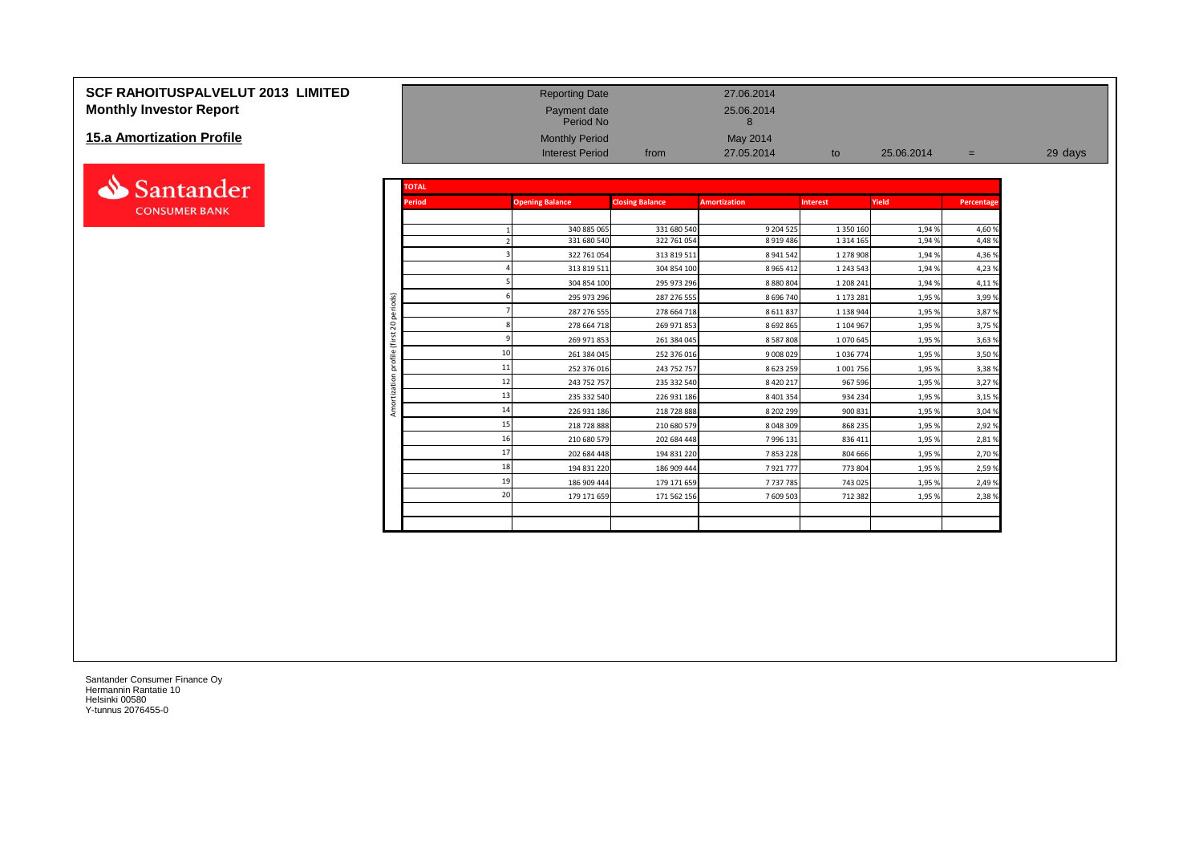# SCF RAHOITUSPALVELUT 2013 LIMITED
## Monthly Investor Report

## 15.a Amortization Profile

| | | | | | | |
|---|---|---|---|---|---|---|
| Reporting Date | | 27.06.2014 | | | | |
| Payment date | | 25.06.2014 | | | | |
| Period No | | 8 | | | | |
| Monthly Period | | May 2014 | | | | |
| Interest Period | from | 27.05.2014 | to | 25.06.2014 | = | 29 days |

**TOTAL**

Amortization profile (first 20 periods)

| Period | Opening Balance | Closing Balance | Amortization | Interest | Yield | Percentage |
|---|---|---|---|---|---|---|
| 1 | 340 885 065 | 331 680 540 | 9 204 525 | 1 350 160 | 1,94 % | 4,60 % |
| 2 | 331 680 540 | 322 761 054 | 8 919 486 | 1 314 165 | 1,94 % | 4,48 % |
| 3 | 322 761 054 | 313 819 511 | 8 941 542 | 1 278 908 | 1,94 % | 4,36 % |
| 4 | 313 819 511 | 304 854 100 | 8 965 412 | 1 243 543 | 1,94 % | 4,23 % |
| 5 | 304 854 100 | 295 973 296 | 8 880 804 | 1 208 241 | 1,94 % | 4,11 % |
| 6 | 295 973 296 | 287 276 555 | 8 696 740 | 1 173 281 | 1,95 % | 3,99 % |
| 7 | 287 276 555 | 278 664 718 | 8 611 837 | 1 138 944 | 1,95 % | 3,87 % |
| 8 | 278 664 718 | 269 971 853 | 8 692 865 | 1 104 967 | 1,95 % | 3,75 % |
| 9 | 269 971 853 | 261 384 045 | 8 587 808 | 1 070 645 | 1,95 % | 3,63 % |
| 10 | 261 384 045 | 252 376 016 | 9 008 029 | 1 036 774 | 1,95 % | 3,50 % |
| 11 | 252 376 016 | 243 752 757 | 8 623 259 | 1 001 756 | 1,95 % | 3,38 % |
| 12 | 243 752 757 | 235 332 540 | 8 420 217 | 967 596 | 1,95 % | 3,27 % |
| 13 | 235 332 540 | 226 931 186 | 8 401 354 | 934 234 | 1,95 % | 3,15 % |
| 14 | 226 931 186 | 218 728 888 | 8 202 299 | 900 831 | 1,95 % | 3,04 % |
| 15 | 218 728 888 | 210 680 579 | 8 048 309 | 868 235 | 1,95 % | 2,92 % |
| 16 | 210 680 579 | 202 684 448 | 7 996 131 | 836 411 | 1,95 % | 2,81 % |
| 17 | 202 684 448 | 194 831 220 | 7 853 228 | 804 666 | 1,95 % | 2,70 % |
| 18 | 194 831 220 | 186 909 444 | 7 921 777 | 773 804 | 1,95 % | 2,59 % |
| 19 | 186 909 444 | 179 171 659 | 7 737 785 | 743 025 | 1,95 % | 2,49 % |
| 20 | 179 171 659 | 171 562 156 | 7 609 503 | 712 382 | 1,95 % | 2,38 % |

Santander Consumer Finance Oy
Hermannin Rantatie 10
Helsinki 00580
Y-tunnus 2076455-0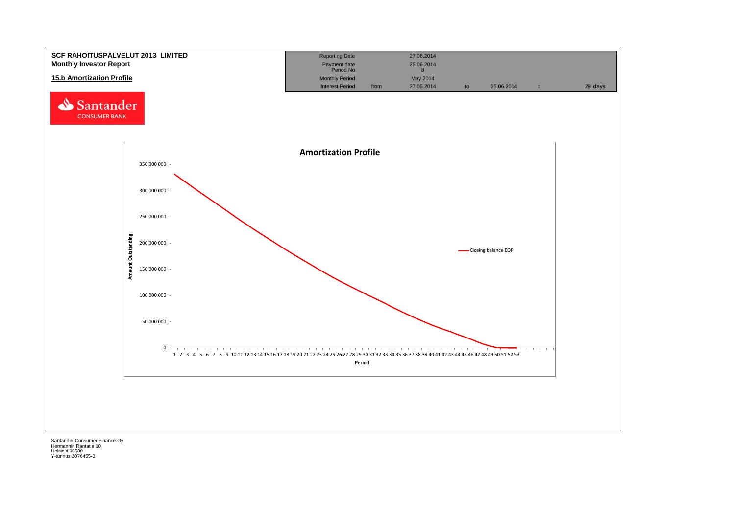**SCF RAHOITUSPALVELUT 2013 LIMITED**
**Monthly Investor Report**

**15.b Amortization Profile**

| Reporting Date | | 27.06.2014 | | | | |
|---|---|---|---|---|---|---|
| Payment date | | 25.06.2014 | | | | |
| Period No | | 8 | | | | |
| Monthly Period | | May 2014 | | | | |
| Interest Period | from | 27.05.2014 | to | 25.06.2014 | = | 29 days |

Santander CONSUMER BANK

**Amortization Profile**

Amount Outstanding (y-axis: 0 – 350 000 000); Period (x-axis: 1 – 53)

Closing balance EOP

Santander Consumer Finance Oy
Hermannin Rantatie 10
Helsinki 00580
Y-tunnus 2076455-0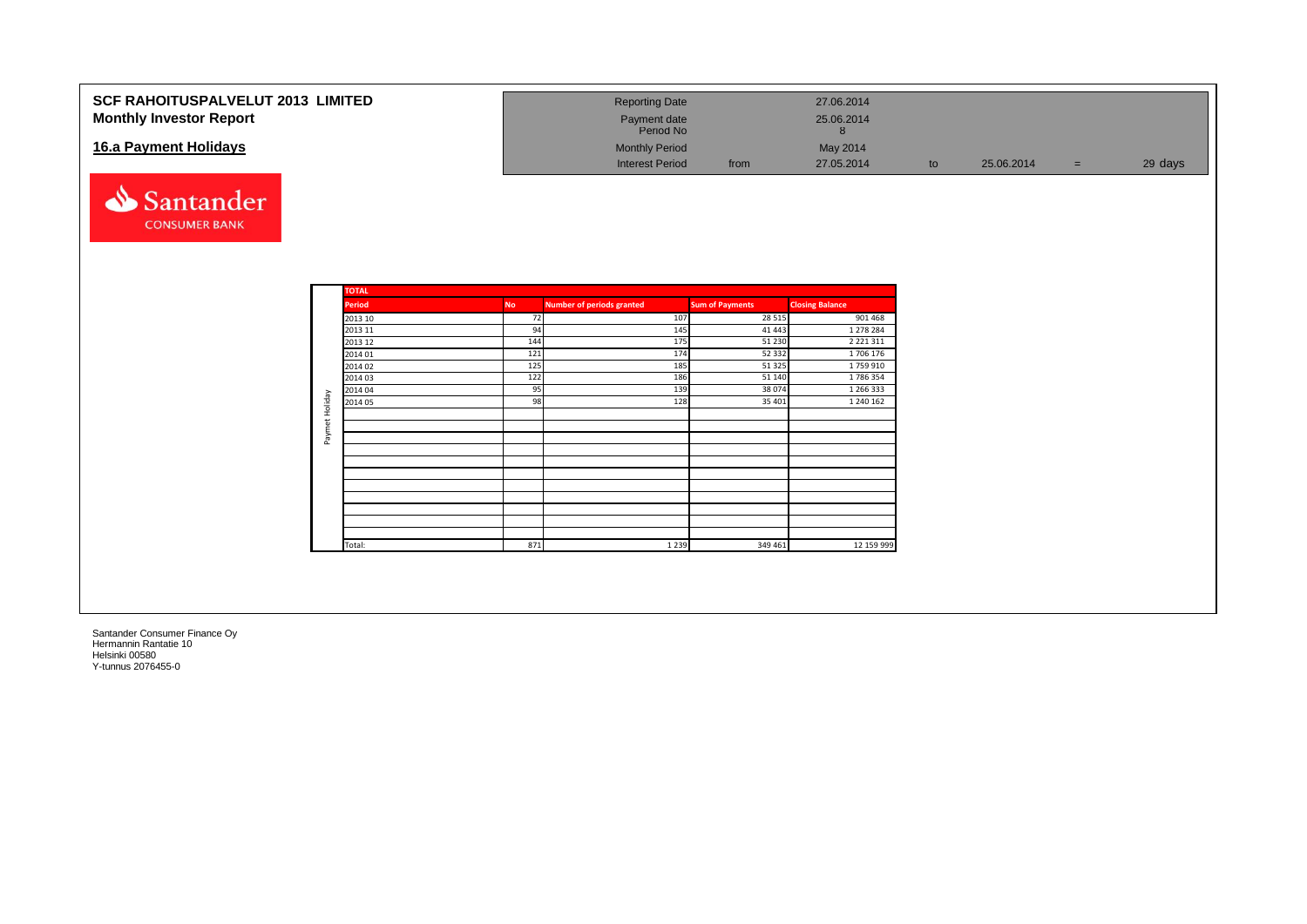# SCF RAHOITUSPALVELUT 2013 LIMITED
## Monthly Investor Report

## 16.a Payment Holidays

| | | | | | | |
|---|---|---|---|---|---|---|
| Reporting Date | | 27.06.2014 | | | | |
| Payment date | | 25.06.2014 | | | | |
| Period No | | 8 | | | | |
| Monthly Period | | May 2014 | | | | |
| Interest Period | from | 27.05.2014 | to | 25.06.2014 | = | 29 days |

**TOTAL** (Paymet Holiday)

| Period | No | Number of periods granted | Sum of Payments | Closing Balance |
|---|---|---|---|---|
| 2013 10 | 72 | 107 | 28 515 | 901 468 |
| 2013 11 | 94 | 145 | 41 443 | 1 278 284 |
| 2013 12 | 144 | 175 | 51 230 | 2 221 311 |
| 2014 01 | 121 | 174 | 52 332 | 1 706 176 |
| 2014 02 | 125 | 185 | 51 325 | 1 759 910 |
| 2014 03 | 122 | 186 | 51 140 | 1 786 354 |
| 2014 04 | 95 | 139 | 38 074 | 1 266 333 |
| 2014 05 | 98 | 128 | 35 401 | 1 240 162 |
| Total: | 871 | 1 239 | 349 461 | 12 159 999 |

Santander Consumer Finance Oy
Hermannin Rantatie 10
Helsinki 00580
Y-tunnus 2076455-0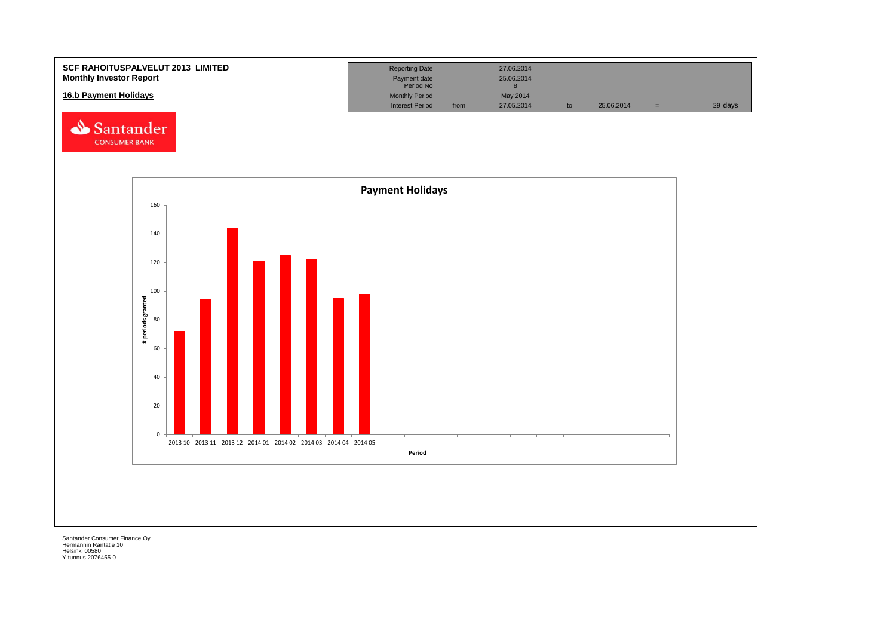**SCF RAHOITUSPALVELUT 2013 LIMITED**
**Monthly Investor Report**

**16.b Payment Holidays**

| Reporting Date | | 27.06.2014 | | | | |
|---|---|---|---|---|---|---|
| Payment date | | 25.06.2014 | | | | |
| Period No | | 8 | | | | |
| Monthly Period | | May 2014 | | | | |
| Interest Period | from | 27.05.2014 | to | 25.06.2014 | = | 29 days |

Santander CONSUMER BANK

**Payment Holidays**

| Period | # periods granted |
|---|---|
| 2013 10 | 72 |
| 2013 11 | 94 |
| 2013 12 | 144 |
| 2014 01 | 121 |
| 2014 02 | 125 |
| 2014 03 | 122 |
| 2014 04 | 95 |
| 2014 05 | 98 |

Santander Consumer Finance Oy
Hermannin Rantatie 10
Helsinki 00580
Y-tunnus 2076455-0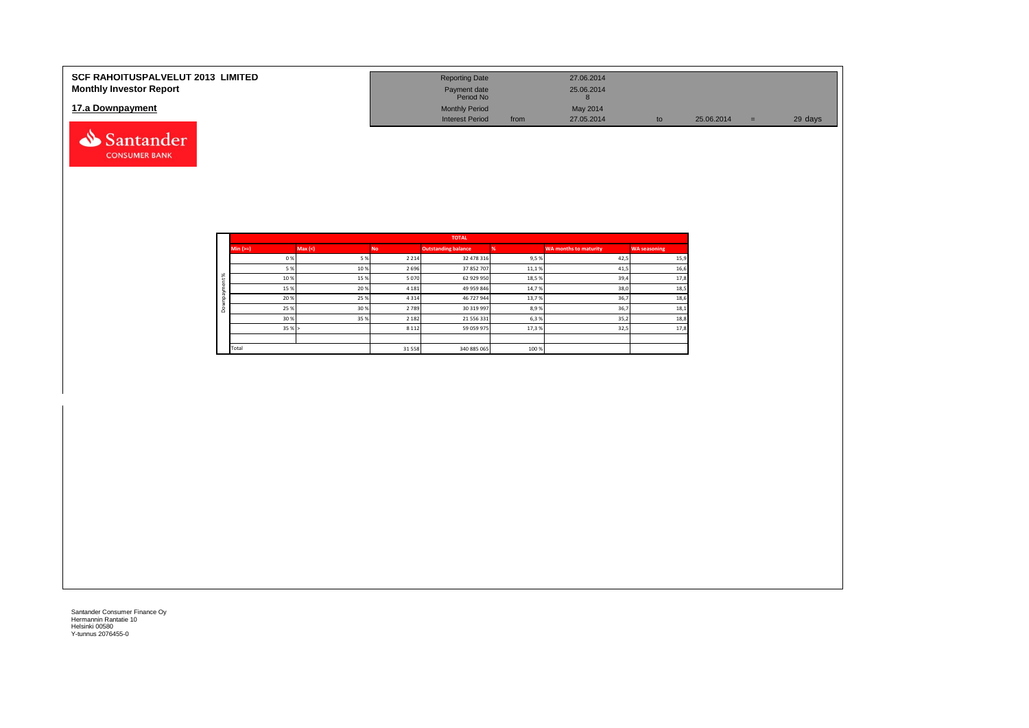**SCF RAHOITUSPALVELUT 2013 LIMITED**
**Monthly Investor Report**

## 17.a Downpayment

| | | | | | | |
|---|---|---|---|---|---|---|
| Reporting Date | | 27.06.2014 | | | | |
| Payment date | | 25.06.2014 | | | | |
| Period No | | 8 | | | | |
| Monthly Period | | May 2014 | | | | |
| Interest Period | from | 27.05.2014 | to | 25.06.2014 | = | 29 days |

**TOTAL**

| Downpayment % Min (>=) | Max (<) | No | Outstanding balance | % | WA months to maturity | WA seasoning |
|---|---|---|---|---|---|---|
| 0 % | 5 % | 2 214 | 32 478 316 | 9,5 % | 42,5 | 15,9 |
| 5 % | 10 % | 2 696 | 37 852 707 | 11,1 % | 41,5 | 16,6 |
| 10 % | 15 % | 5 070 | 62 929 950 | 18,5 % | 39,4 | 17,8 |
| 15 % | 20 % | 4 181 | 49 959 846 | 14,7 % | 38,0 | 18,5 |
| 20 % | 25 % | 4 314 | 46 727 944 | 13,7 % | 36,7 | 18,6 |
| 25 % | 30 % | 2 789 | 30 319 997 | 8,9 % | 36,7 | 18,1 |
| 30 % | 35 % | 2 182 | 21 556 331 | 6,3 % | 35,2 | 18,8 |
| 35 % | > | 8 112 | 59 059 975 | 17,3 % | 32,5 | 17,8 |
| | | | | | | |
| Total | | 31 558 | 340 885 065 | 100 % | | |

Santander Consumer Finance Oy
Hermannin Rantatie 10
Helsinki 00580
Y-tunnus 2076455-0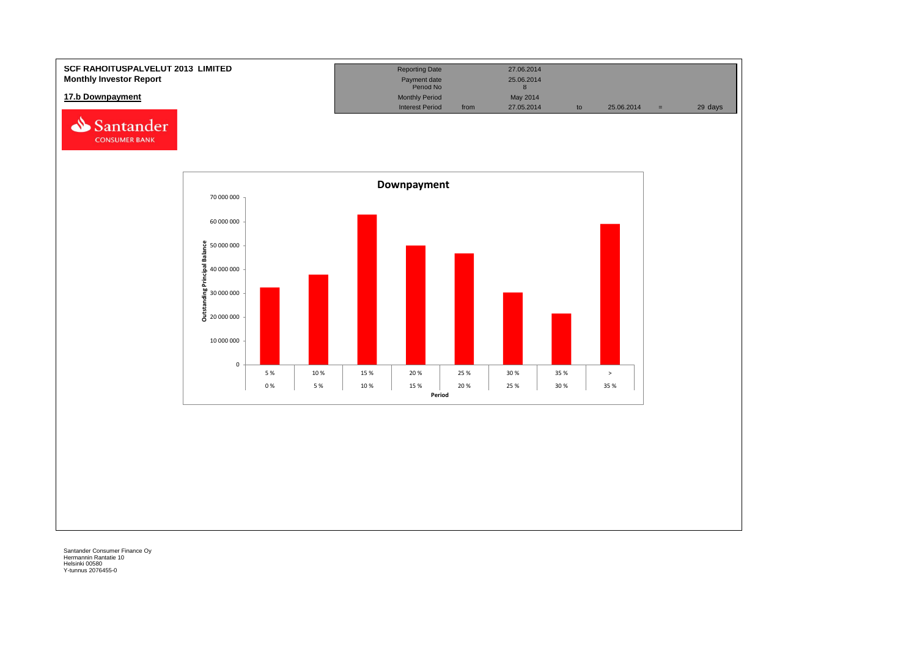**SCF RAHOITUSPALVELUT 2013 LIMITED**
**Monthly Investor Report**

**17.b Downpayment**

| Reporting Date | | 27.06.2014 | | | | |
|---|---|---|---|---|---|---|
| Payment date | | 25.06.2014 | | | | |
| Period No | | 8 | | | | |
| Monthly Period | | May 2014 | | | | |
| Interest Period | from | 27.05.2014 | to | 25.06.2014 | = | 29 days |

**Downpayment**

Outstanding Principal Balance

| Period | |
|---|---|
| 0 % – 5 % | |
| 5 % – 10 % | |
| 10 % – 15 % | |
| 15 % – 20 % | |
| 20 % – 25 % | |
| 25 % – 30 % | |
| 30 % – 35 % | |
| > 35 % | |

Santander Consumer Finance Oy
Hermannin Rantatie 10
Helsinki 00580
Y-tunnus 2076455-0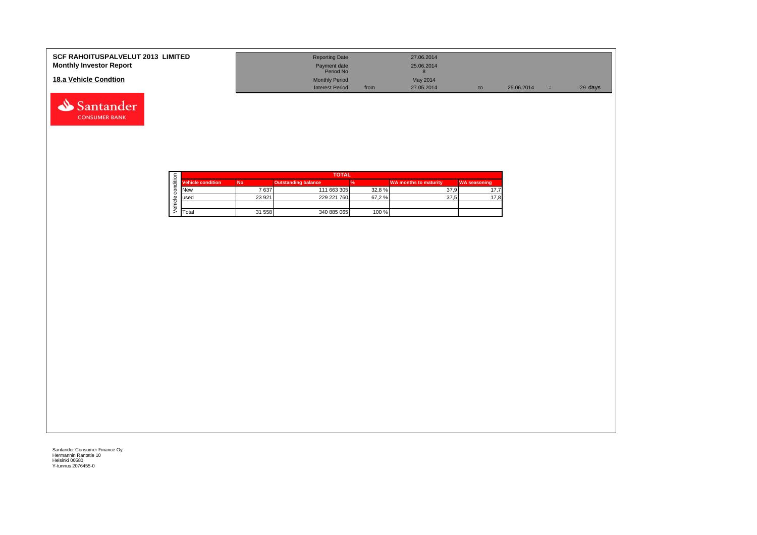**SCF RAHOITUSPALVELUT 2013 LIMITED**
**Monthly Investor Report**

**18.a Vehicle Condtion**

| | | | | | | |
|---|---|---|---|---|---|---|
| Reporting Date | | 27.06.2014 | | | | |
| Payment date | | 25.06.2014 | | | | |
| Period No | | 8 | | | | |
| Monthly Period | | May 2014 | | | | |
| Interest Period | from | 27.05.2014 | to | 25.06.2014 | = | 29 days |

| TOTAL | | | | | |
|---|---|---|---|---|---|
| **Vehicle condition** | **No** | **Outstanding balance** | **%** | **WA months to maturity** | **WA seasoning** |
| New | 7 637 | 111 663 305 | 32,8 % | 37,9 | 17,7 |
| used | 23 921 | 229 221 760 | 67,2 % | 37,5 | 17,8 |
| | | | | | |
| Total | 31 558 | 340 885 065 | 100 % | | |

Santander Consumer Finance Oy
Hermannin Rantatie 10
Helsinki 00580
Y-tunnus 2076455-0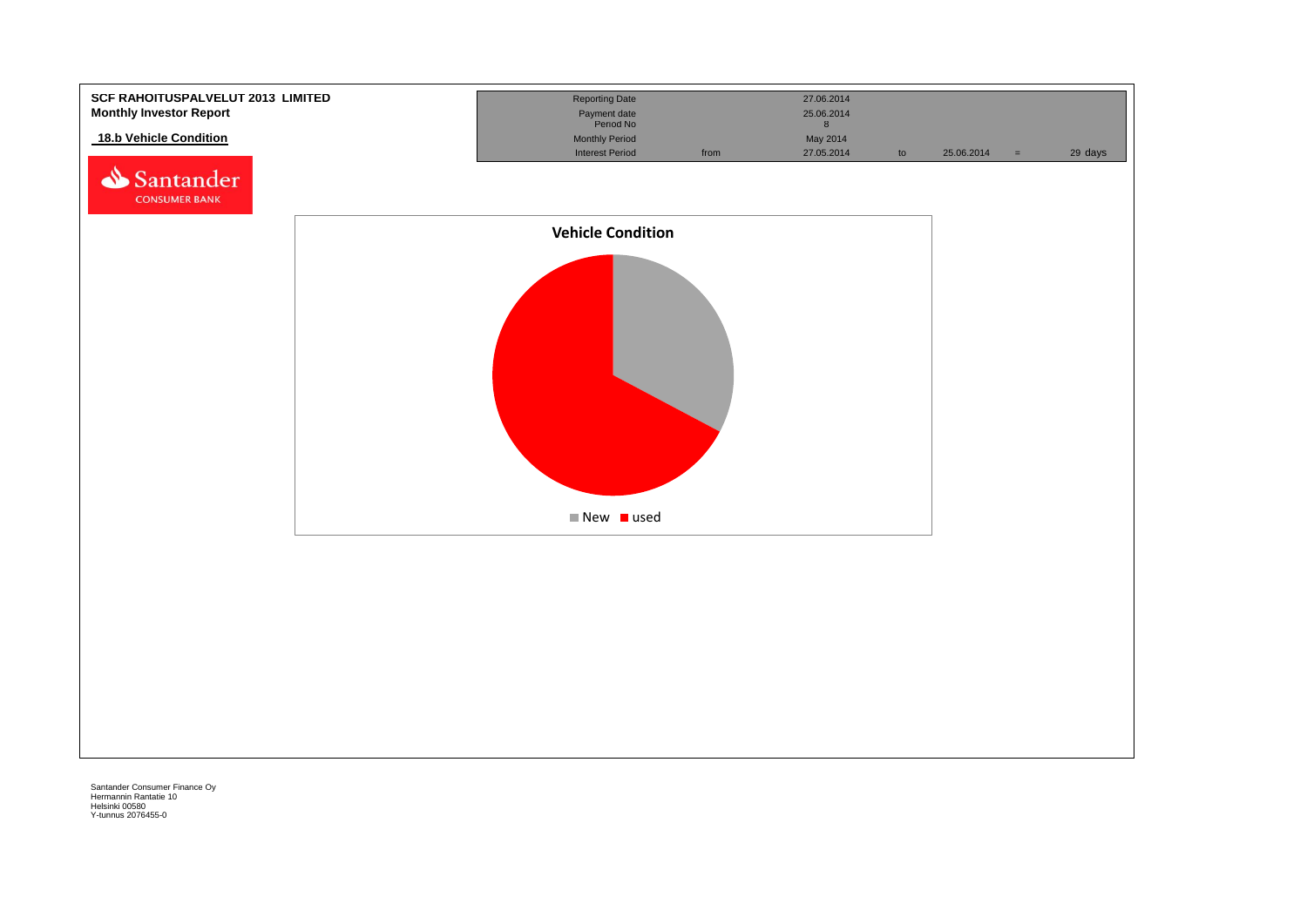**SCF RAHOITUSPALVELUT 2013 LIMITED**
**Monthly Investor Report**

**18.b Vehicle Condition**

| | | | | | | |
|---|---|---|---|---|---|---|
| Reporting Date | | 27.06.2014 | | | | |
| Payment date | | 25.06.2014 | | | | |
| Period No | | 8 | | | | |
| Monthly Period | | May 2014 | | | | |
| Interest Period | from | 27.05.2014 | to | 25.06.2014 | = | 29 days |

**Vehicle Condition**

New | used

Santander Consumer Finance Oy
Hermannin Rantatie 10
Helsinki 00580
Y-tunnus 2076455-0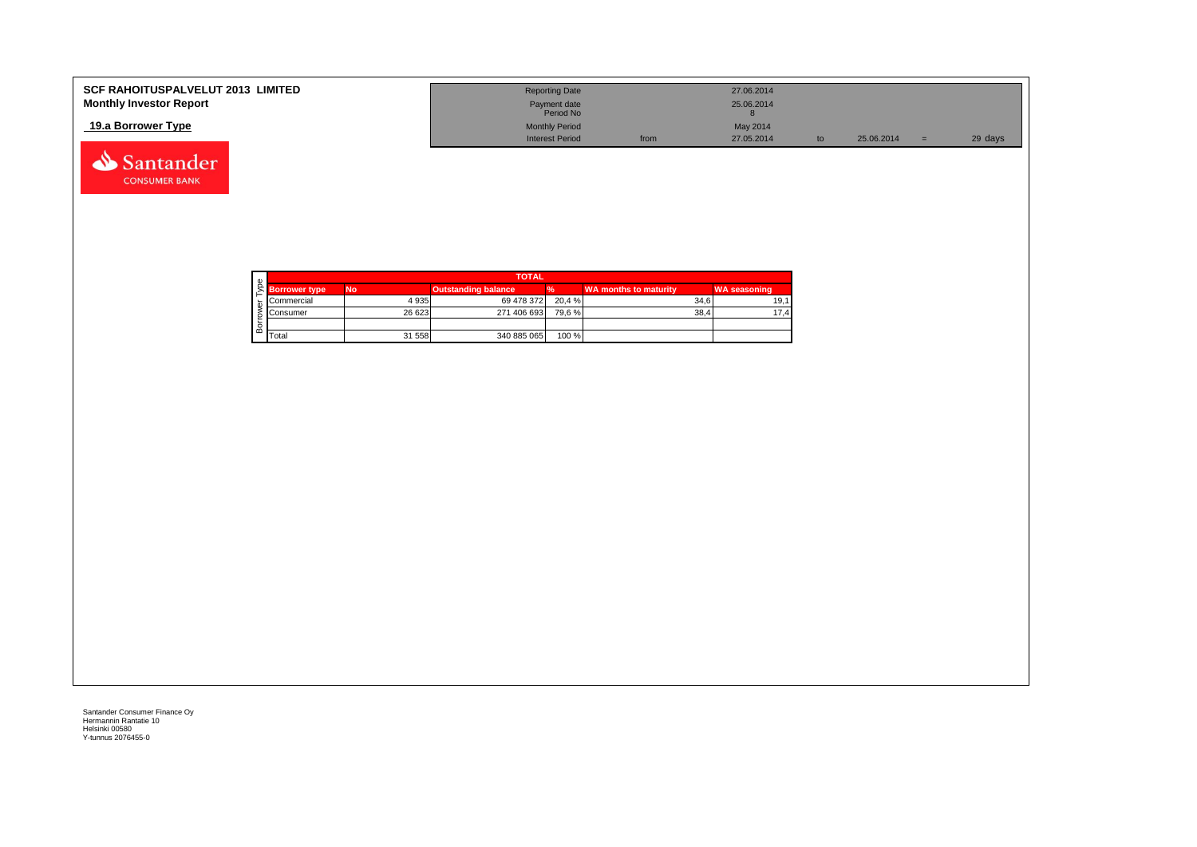**SCF RAHOITUSPALVELUT 2013 LIMITED**
**Monthly Investor Report**

**19.a Borrower Type**

| | | | | | |
|---|---|---|---|---|---|
| Reporting Date | | 27.06.2014 | | | |
| Payment date | | 25.06.2014 | | | |
| Period No | | 8 | | | |
| Monthly Period | | May 2014 | | | |
| Interest Period | from | 27.05.2014 | to | 25.06.2014 = | 29 days |

| Borrower Type | TOTAL | | | | | |
|---|---|---|---|---|---|---|
| | Borrower type | No | Outstanding balance | % | WA months to maturity | WA seasoning |
| | Commercial | 4 935 | 69 478 372 | 20,4 % | 34,6 | 19,1 |
| | Consumer | 26 623 | 271 406 693 | 79,6 % | 38,4 | 17,4 |
| | | | | | | |
| | Total | 31 558 | 340 885 065 | 100 % | | |

Santander Consumer Finance Oy
Hermannin Rantatie 10
Helsinki 00580
Y-tunnus 2076455-0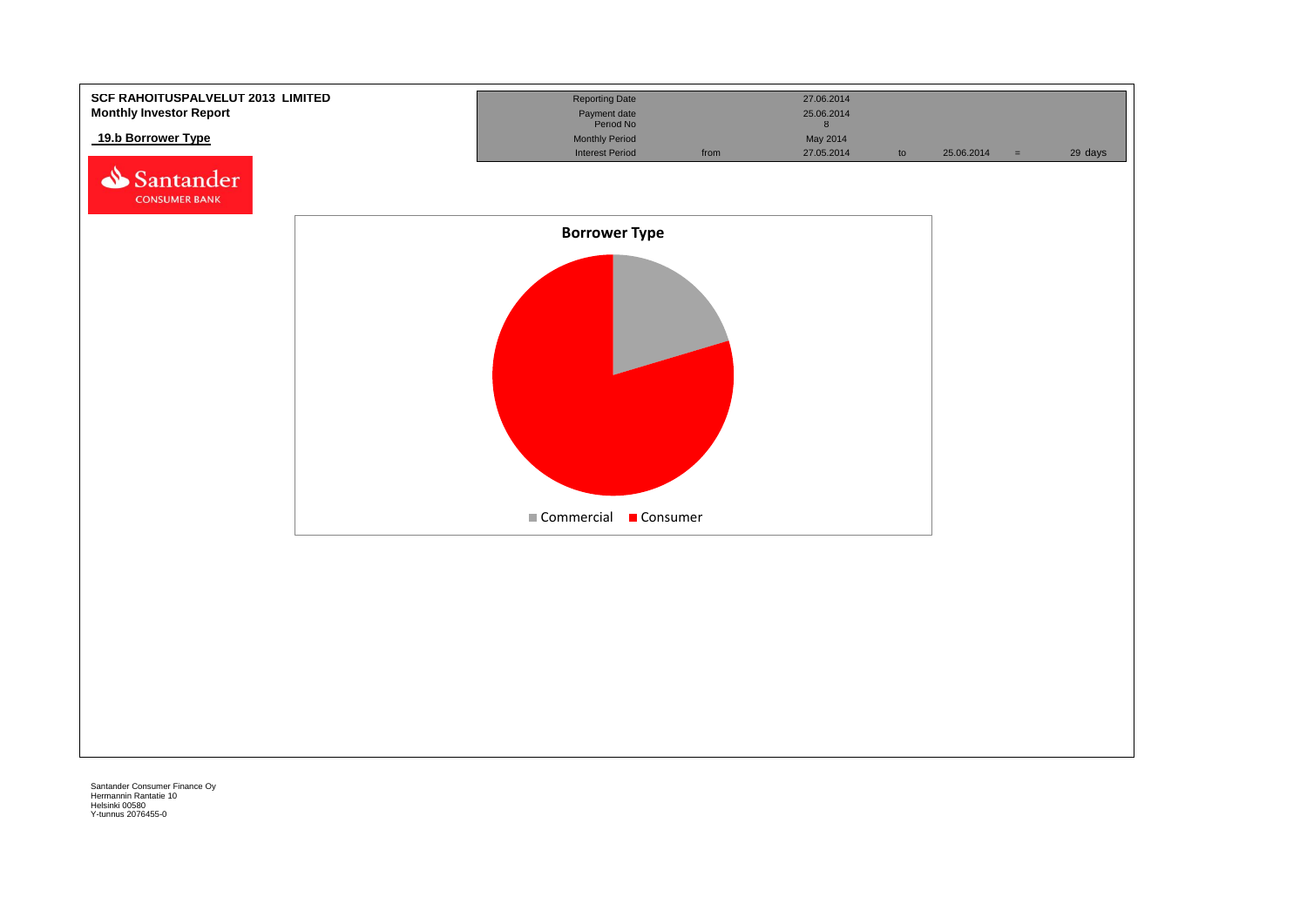**SCF RAHOITUSPALVELUT 2013 LIMITED**
**Monthly Investor Report**

## 19.b Borrower Type

| Reporting Date | | 27.06.2014 | | | | |
|---|---|---|---|---|---|---|
| Payment date | | 25.06.2014 | | | | |
| Period No | | 8 | | | | |
| Monthly Period | | May 2014 | | | | |
| Interest Period | from | 27.05.2014 | to | 25.06.2014 | = | 29 days |

**Borrower Type**

Commercial   Consumer

Santander Consumer Finance Oy
Hermannin Rantatie 10
Helsinki 00580
Y-tunnus 2076455-0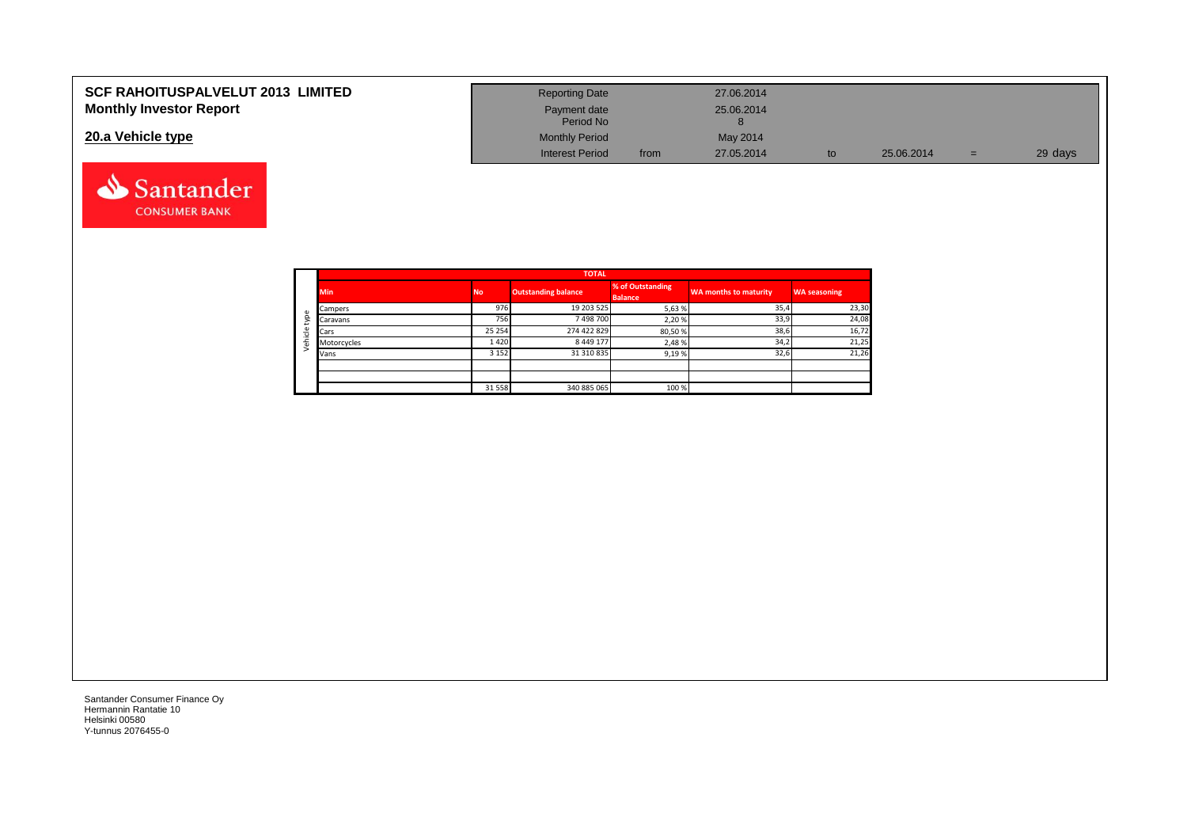**SCF RAHOITUSPALVELUT 2013 LIMITED**
**Monthly Investor Report**

## 20.a Vehicle type

| Reporting Date | | 27.06.2014 | | | | |
|---|---|---|---|---|---|---|
| Payment date | | 25.06.2014 | | | | |
| Period No | | 8 | | | | |
| Monthly Period | | May 2014 | | | | |
| Interest Period | from | 27.05.2014 | to | 25.06.2014 | = | 29 days |

| | TOTAL | | | | | |
|---|---|---|---|---|---|---|
| | Min | No | Outstanding balance | % of Outstanding Balance | WA months to maturity | WA seasoning |
| Vehicle type | Campers | 976 | 19 203 525 | 5,63 % | 35,4 | 23,30 |
| | Caravans | 756 | 7 498 700 | 2,20 % | 33,9 | 24,08 |
| | Cars | 25 254 | 274 422 829 | 80,50 % | 38,6 | 16,72 |
| | Motorcycles | 1 420 | 8 449 177 | 2,48 % | 34,2 | 21,25 |
| | Vans | 3 152 | 31 310 835 | 9,19 % | 32,6 | 21,26 |
| | | | | | | |
| | | | | | | |
| | | 31 558 | 340 885 065 | 100 % | | |

Santander Consumer Finance Oy
Hermannin Rantatie 10
Helsinki 00580
Y-tunnus 2076455-0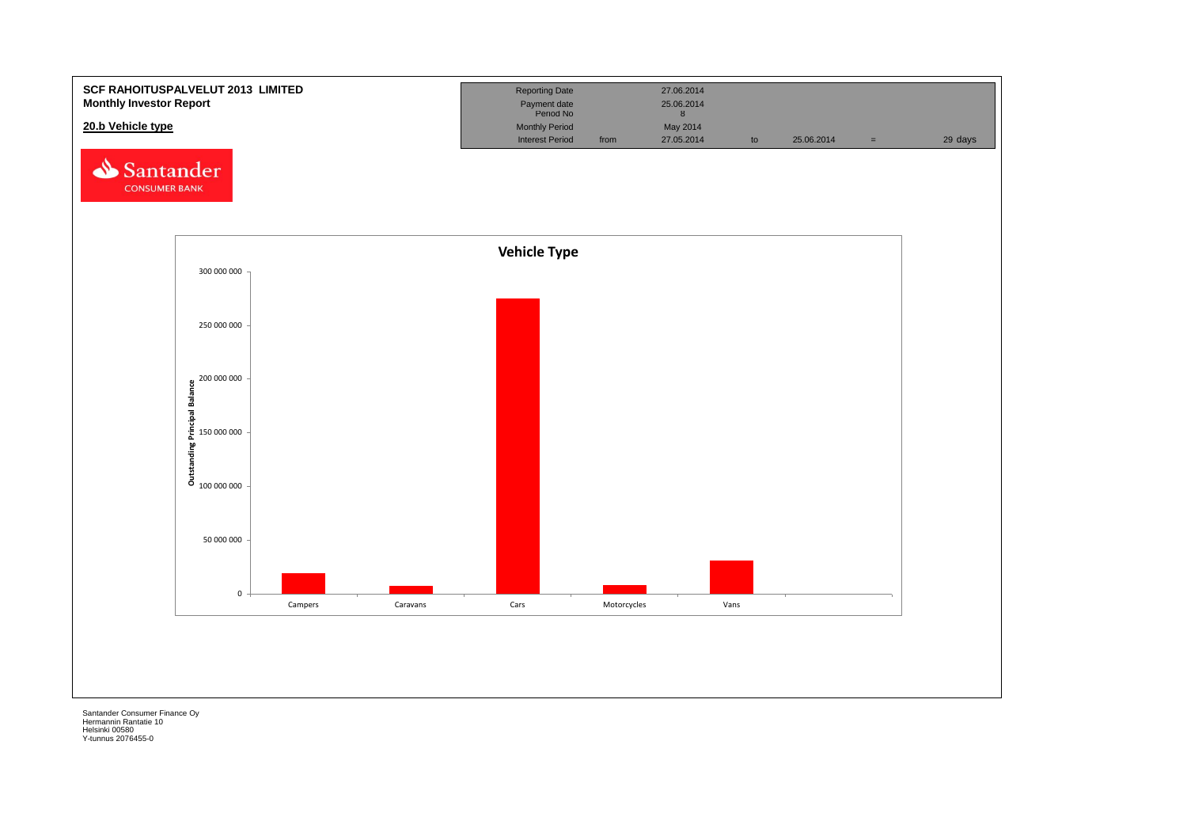**SCF RAHOITUSPALVELUT 2013 LIMITED**
**Monthly Investor Report**

**20.b Vehicle type**

| Reporting Date | | 27.06.2014 | | | | |
|---|---|---|---|---|---|---|
| Payment date | | 25.06.2014 | | | | |
| Period No | | 8 | | | | |
| Monthly Period | | May 2014 | | | | |
| Interest Period | from | 27.05.2014 | to | 25.06.2014 | = | 29 days |

Santander CONSUMER BANK

**Vehicle Type**

Outstanding Principal Balance

300 000 000
250 000 000
200 000 000
150 000 000
100 000 000
50 000 000
0

Campers | Caravans | Cars | Motorcycles | Vans

Santander Consumer Finance Oy
Hermannin Rantatie 10
Helsinki 00580
Y-tunnus 2076455-0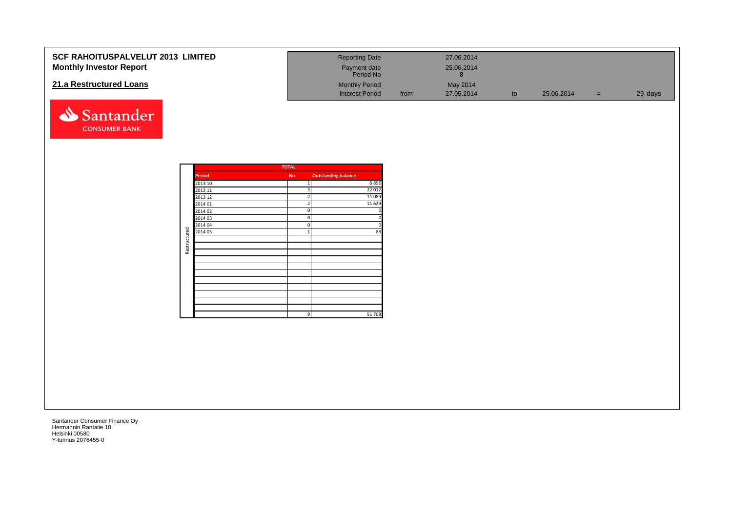**SCF RAHOITUSPALVELUT 2013 LIMITED**
**Monthly Investor Report**

## 21.a Restructured Loans

| | | | | | | |
|---|---|---|---|---|---|---|
| Reporting Date | | 27.06.2014 | | | | |
| Payment date | | 25.06.2014 | | | | |
| Period No | | 8 | | | | |
| Monthly Period | | May 2014 | | | | |
| Interest Period | from | 27.05.2014 | to | 25.06.2014 | = | 29 days |

Santander CONSUMER BANK

| | TOTAL | | |
|---|---|---|---|
| | Period | No | Outstanding balance |
| Restructured | 2013 10 | 1 | 6 896 |
| | 2013 11 | 3 | 22 012 |
| | 2013 12 | 2 | 11 089 |
| | 2014 01 | 2 | 11 629 |
| | 2014 02 | 0 | 0 |
| | 2014 03 | 0 | 0 |
| | 2014 04 | 0 | 0 |
| | 2014 05 | 1 | 83 |
| | | 9 | 51 708 |

Santander Consumer Finance Oy
Hermannin Rantatie 10
Helsinki 00580
Y-tunnus 2076455-0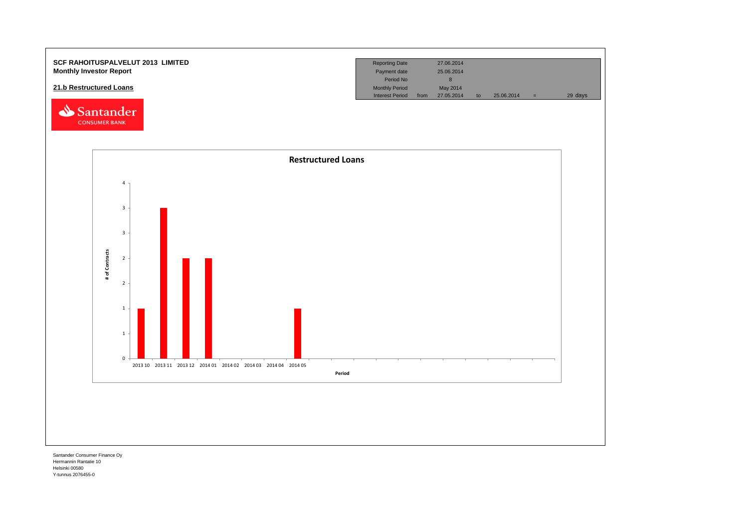**SCF RAHOITUSPALVELUT 2013 LIMITED**
**Monthly Investor Report**

**21.b Restructured Loans**

| | | | | | | |
|---|---|---|---|---|---|---|
| Reporting Date | | 27.06.2014 | | | | |
| Payment date | | 25.06.2014 | | | | |
| Period No | | 8 | | | | |
| Monthly Period | | May 2014 | | | | |
| Interest Period | from | 27.05.2014 | to | 25.06.2014 | = | 29 days |

Restructured Loans

| Period | # of Contracts |
|---|---|
| 2013 10 | 1 |
| 2013 11 | 3 |
| 2013 12 | 2 |
| 2014 01 | 2 |
| 2014 02 | 0 |
| 2014 03 | 0 |
| 2014 04 | 0 |
| 2014 05 | 1 |

Santander Consumer Finance Oy
Hermannin Rantatie 10
Helsinki 00580
Y-tunnus 2076455-0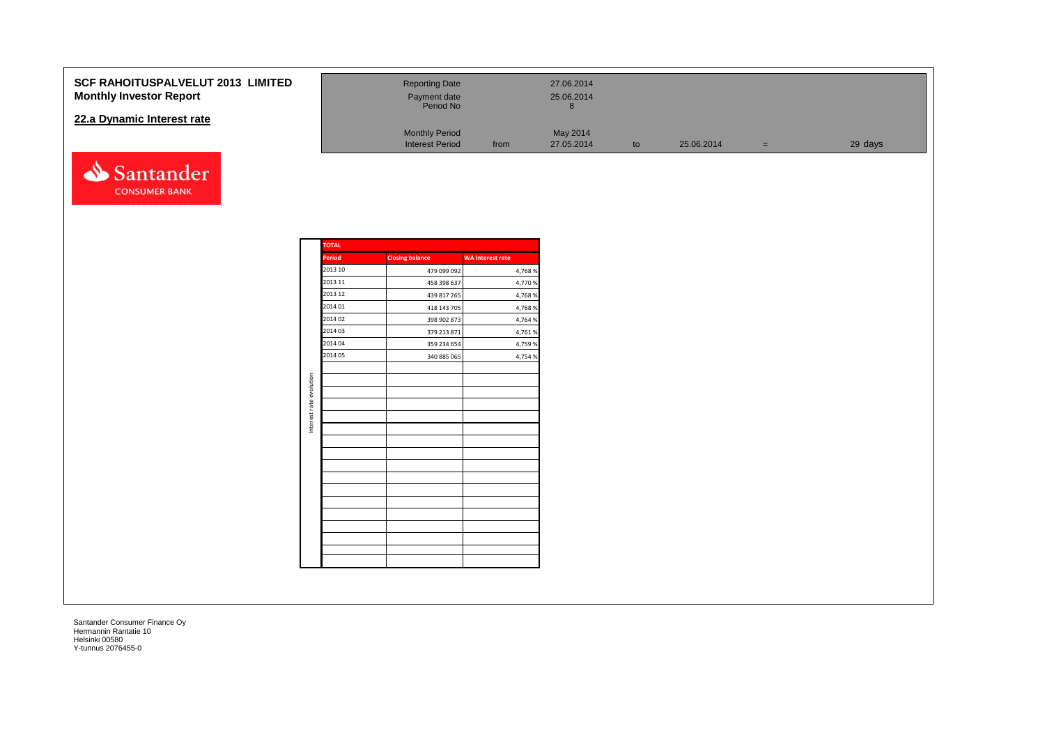**SCF RAHOITUSPALVELUT 2013 LIMITED**
**Monthly Investor Report**

## 22.a Dynamic Interest rate

| | | | | | | |
|---|---|---|---|---|---|---|
| Reporting Date | | 27.06.2014 | | | | |
| Payment date | | 25.06.2014 | | | | |
| Period No | | 8 | | | | |
| Monthly Period | | May 2014 | | | | |
| Interest Period | from | 27.05.2014 | to | 25.06.2014 | = | 29 days |

Interest rate evolution

| TOTAL | | |
|---|---|---|
| **Period** | **Closing balance** | **WA Interest rate** |
| 2013 10 | 479 099 092 | 4,768 % |
| 2013 11 | 458 398 637 | 4,770 % |
| 2013 12 | 439 817 265 | 4,768 % |
| 2014 01 | 418 143 705 | 4,768 % |
| 2014 02 | 398 902 873 | 4,764 % |
| 2014 03 | 379 213 871 | 4,761 % |
| 2014 04 | 359 234 654 | 4,759 % |
| 2014 05 | 340 885 065 | 4,754 % |

Santander Consumer Finance Oy
Hermannin Rantatie 10
Helsinki 00580
Y-tunnus 2076455-0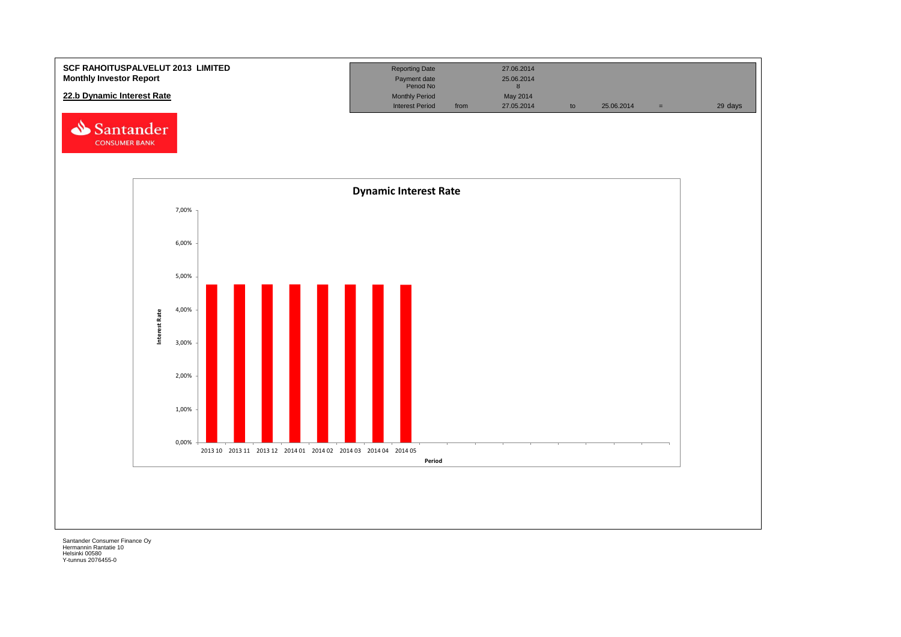**SCF RAHOITUSPALVELUT 2013 LIMITED**
**Monthly Investor Report**

**22.b Dynamic Interest Rate**

| Reporting Date | | 27.06.2014 | | | | |
|---|---|---|---|---|---|---|
| Payment date | | 25.06.2014 | | | | |
| Period No | | 8 | | | | |
| Monthly Period | | May 2014 | | | | |
| Interest Period | from | 27.05.2014 | to | 25.06.2014 | = | 29 days |

Santander CONSUMER BANK

**Dynamic Interest Rate**

Interest Rate: 7,00% / 6,00% / 5,00% / 4,00% / 3,00% / 2,00% / 1,00% / 0,00%

Period: 2013 10, 2013 11, 2013 12, 2014 01, 2014 02, 2014 03, 2014 04, 2014 05

Santander Consumer Finance Oy
Hermannin Rantatie 10
Helsinki 00580
Y-tunnus 2076455-0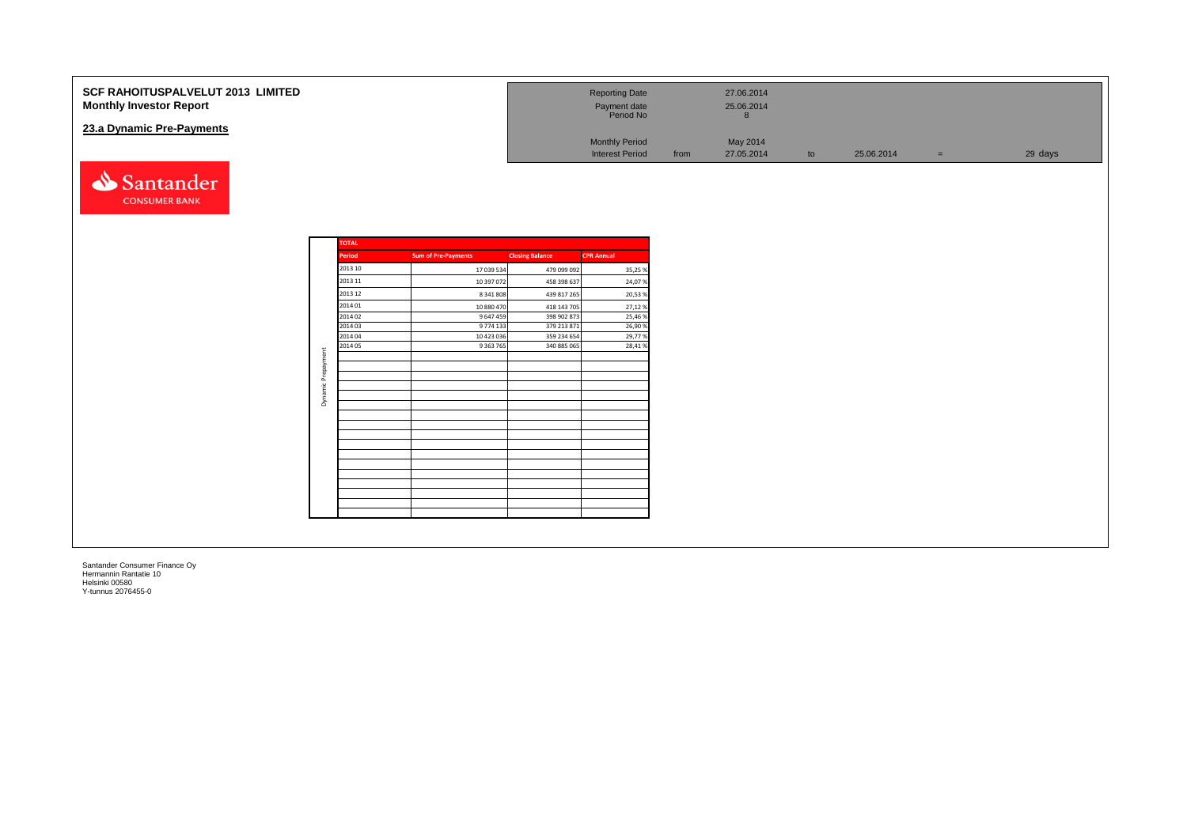# SCF RAHOITUSPALVELUT 2013 LIMITED
## Monthly Investor Report

### 23.a Dynamic Pre-Payments

| | | | | | | |
|---|---|---|---|---|---|---|
| Reporting Date | | 27.06.2014 | | | | |
| Payment date | | 25.06.2014 | | | | |
| Period No | | 8 | | | | |
| Monthly Period | | May 2014 | | | | |
| Interest Period | from | 27.05.2014 | to | 25.06.2014 | = | 29 days |

Santander CONSUMER BANK

**Dynamic Prepayment**

| TOTAL | | | |
|---|---|---|---|
| **Period** | **Sum of Pre-Payments** | **Closing Balance** | **CPR Annual** |
| 2013 10 | 17 039 534 | 479 099 092 | 35,25 % |
| 2013 11 | 10 397 072 | 458 398 637 | 24,07 % |
| 2013 12 | 8 341 808 | 439 817 265 | 20,53 % |
| 2014 01 | 10 880 470 | 418 143 705 | 27,12 % |
| 2014 02 | 9 647 459 | 398 902 873 | 25,46 % |
| 2014 03 | 9 774 133 | 379 213 871 | 26,90 % |
| 2014 04 | 10 423 036 | 359 234 654 | 29,77 % |
| 2014 05 | 9 363 765 | 340 885 065 | 28,41 % |

Santander Consumer Finance Oy
Hermannin Rantatie 10
Helsinki 00580
Y-tunnus 2076455-0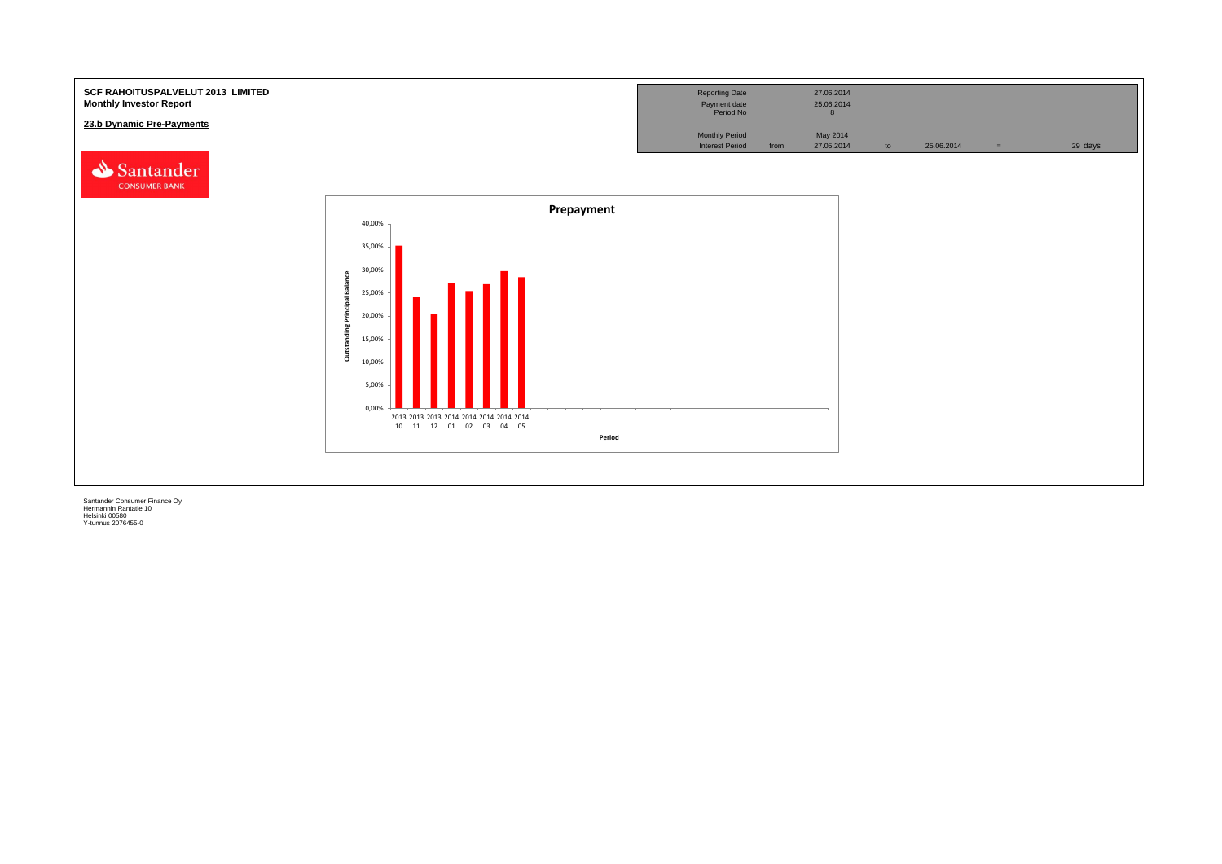**SCF RAHOITUSPALVELUT 2013 LIMITED**
**Monthly Investor Report**

**23.b Dynamic Pre-Payments**

| Reporting Date | | 27.06.2014 | | | | |
|---|---|---|---|---|---|---|
| Payment date | | 25.06.2014 | | | | |
| Period No | | 8 | | | | |
| Monthly Period | | May 2014 | | | | |
| Interest Period | from | 27.05.2014 | to | 25.06.2014 | = | 29 days |

**Prepayment**

Outstanding Principal Balance

| Period | Outstanding Principal Balance |
|---|---|
| 2013 10 | ~35% |
| 2013 11 | ~24% |
| 2013 12 | ~20.5% |
| 2014 01 | ~27% |
| 2014 02 | ~25.5% |
| 2014 03 | ~27% |
| 2014 04 | ~30% |
| 2014 05 | ~28.5% |

Period

Santander Consumer Finance Oy
Hermannin Rantatie 10
Helsinki 00580
Y-tunnus 2076455-0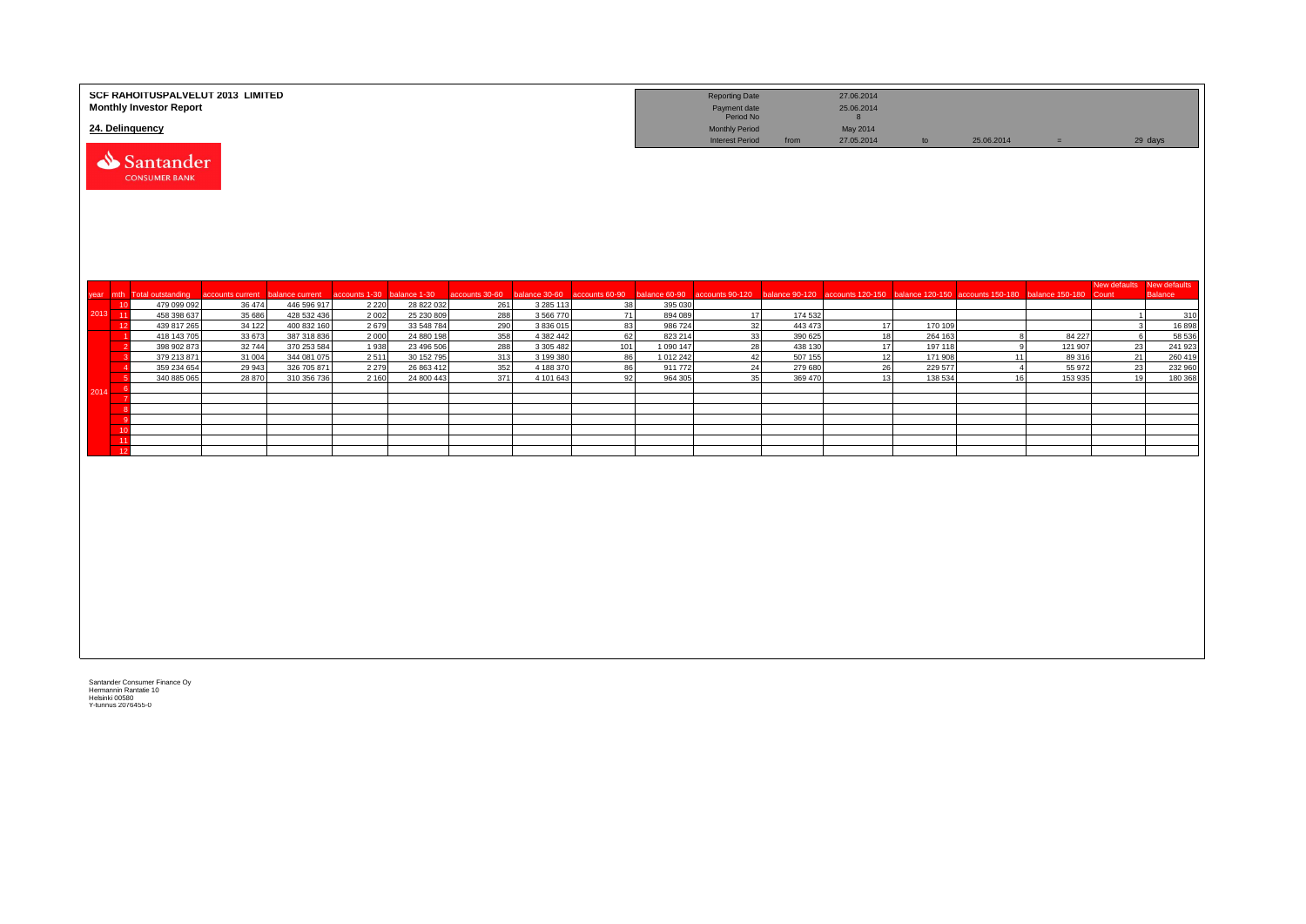**SCF RAHOITUSPALVELUT 2013 LIMITED**
**Monthly Investor Report**

**24. Delinquency**

| Reporting Date | | 27.06.2014 | | | | |
|---|---|---|---|---|---|---|
| Payment date | | 25.06.2014 | | | | |
| Period No | | 8 | | | | |
| Monthly Period | | May 2014 | | | | |
| Interest Period | from | 27.05.2014 | to | 25.06.2014 | = | 29 days |

| year | mth | Total outstanding | accounts current | balance current | accounts 1-30 | balance 1-30 | accounts 30-60 | balance 30-60 | accounts 60-90 | balance 60-90 | accounts 90-120 | balance 90-120 | accounts 120-150 | balance 120-150 | accounts 150-180 | balance 150-180 | New defaults Count | New defaults Balance |
|---|---|---|---|---|---|---|---|---|---|---|---|---|---|---|---|---|---|---|
| 2013 | 10 | 479 099 092 | 36 474 | 446 596 917 | 2 220 | 28 822 032 | 261 | 3 285 113 | 38 | 395 030 | | | | | | | | |
| | 11 | 458 398 637 | 35 686 | 428 532 436 | 2 002 | 25 230 809 | 288 | 3 566 770 | 71 | 894 089 | 17 | 174 532 | | | | | 1 | 310 |
| | 12 | 439 817 265 | 34 122 | 400 832 160 | 2 679 | 33 548 784 | 290 | 3 836 015 | 83 | 986 724 | 32 | 443 473 | 17 | 170 109 | | | 3 | 16 898 |
| 2014 | 1 | 418 143 705 | 33 673 | 387 318 836 | 2 000 | 24 880 198 | 358 | 4 382 442 | 62 | 823 214 | 33 | 390 625 | 18 | 264 163 | 8 | 84 227 | 6 | 58 536 |
| | 2 | 398 902 873 | 32 744 | 370 253 584 | 1 938 | 23 496 506 | 288 | 3 305 482 | 101 | 1 090 147 | 28 | 438 130 | 17 | 197 118 | 9 | 121 907 | 23 | 241 923 |
| | 3 | 379 213 871 | 31 004 | 344 081 075 | 2 511 | 30 152 795 | 313 | 3 199 380 | 86 | 1 012 242 | 42 | 507 155 | 12 | 171 908 | 11 | 89 316 | 21 | 260 419 |
| | 4 | 359 234 654 | 29 943 | 326 705 871 | 2 279 | 26 863 412 | 352 | 4 188 370 | 86 | 911 772 | 24 | 279 680 | 26 | 229 577 | 4 | 55 972 | 23 | 232 960 |
| | 5 | 340 885 065 | 28 870 | 310 356 736 | 2 160 | 24 800 443 | 371 | 4 101 643 | 92 | 964 305 | 35 | 369 470 | 13 | 138 534 | 16 | 153 935 | 19 | 180 368 |
| | 6 | | | | | | | | | | | | | | | | | |
| | 7 | | | | | | | | | | | | | | | | | |
| | 8 | | | | | | | | | | | | | | | | | |
| | 9 | | | | | | | | | | | | | | | | | |
| | 10 | | | | | | | | | | | | | | | | | |
| | 11 | | | | | | | | | | | | | | | | | |
| | 12 | | | | | | | | | | | | | | | | | |

Santander Consumer Finance Oy
Hermannin Rantatie 10
Helsinki 00580
Y-tunnus 2076455-0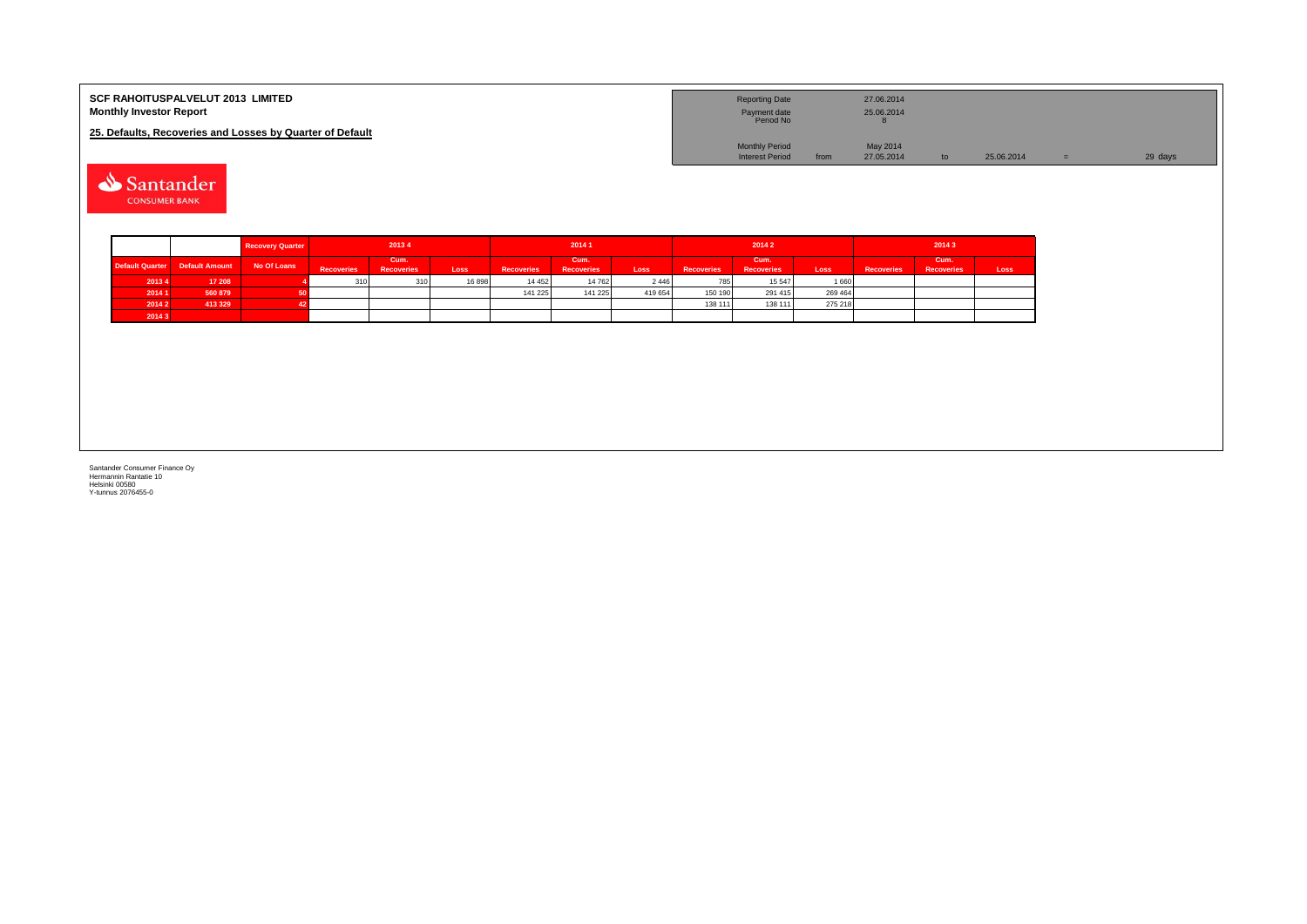**SCF RAHOITUSPALVELUT 2013 LIMITED**
**Monthly Investor Report**

**25. Defaults, Recoveries and Losses by Quarter of Default**

| Reporting Date | | 27.06.2014 | | | | |
|---|---|---|---|---|---|---|
| Payment date | | 25.06.2014 | | | | |
| Period No | | 8 | | | | |
| Monthly Period | | May 2014 | | | | |
| Interest Period | from | 27.05.2014 | to | 25.06.2014 | = | 29 days |

| | | Recovery Quarter | 2013 4 | | | 2014 1 | | | 2014 2 | | | 2014 3 | | |
|---|---|---|---|---|---|---|---|---|---|---|---|---|---|---|
| Default Quarter | Default Amount | No Of Loans | Recoveries | Cum. Recoveries | Loss | Recoveries | Cum. Recoveries | Loss | Recoveries | Cum. Recoveries | Loss | Recoveries | Cum. Recoveries | Loss |
| 2013 4 | 17 208 | 4 | 310 | 310 | 16 898 | 14 452 | 14 762 | 2 446 | 785 | 15 547 | 1 660 | | | |
| 2014 1 | 560 879 | 50 | | | | 141 225 | 141 225 | 419 654 | 150 190 | 291 415 | 269 464 | | | |
| 2014 2 | 413 329 | 42 | | | | | | | 138 111 | 138 111 | 275 218 | | | |
| 2014 3 | | | | | | | | | | | | | | |

Santander Consumer Finance Oy
Hermannin Rantatie 10
Helsinki 00580
Y-tunnus 2076455-0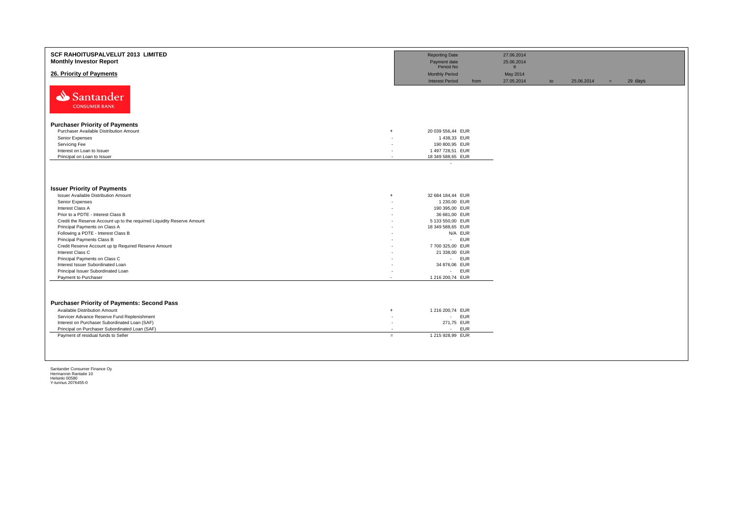**SCF RAHOITUSPALVELUT 2013 LIMITED**
**Monthly Investor Report**

## 26. Priority of Payments

| | | | | | |
|---|---|---|---|---|---|
| Reporting Date | | 27.06.2014 | | | |
| Payment date | | 25.06.2014 | | | |
| Period No | | 8 | | | |
| Monthly Period | | May 2014 | | | |
| Interest Period | from | 27.05.2014 | to | 25.06.2014 | = 29 days |

Santander CONSUMER BANK

### Purchaser Priority of Payments

| | | | |
|---|---|---|---|
| Purchaser Available Distribution Amount | + | 20 039 556,44 | EUR |
| Senior Expenses | - | 1 438,33 | EUR |
| Servicing Fee | - | 190 800,95 | EUR |
| Interest on Loan to Issuer | - | 1 497 728,51 | EUR |
| Principal on Loan to Issuer | - | 18 349 588,65 | EUR |
| | | - | |

### Issuer Priority of Payments

| | | | |
|---|---|---|---|
| Issuer Available Distribution Amount | + | 32 684 184,44 | EUR |
| Senior Expenses | - | 1 230,00 | EUR |
| Interest Class A | - | 190 395,00 | EUR |
| Prior to a PDTE - Interest Class B | - | 36 681,00 | EUR |
| Credit the Reserve Account up to the requirred Liquidity Reserve Amount | - | 5 133 550,00 | EUR |
| Principal Payments on Class A | - | 18 349 588,65 | EUR |
| Following a PDTE - Interest Class B | - | N/A | EUR |
| Principal Payments Class B | - | - | EUR |
| Credit Reserve Account up tp Required Reserve Amount | - | 7 700 325,00 | EUR |
| Interest Class C | - | 21 338,00 | EUR |
| Principal Payments on Class C | - | - | EUR |
| Interest Issuer Subordinated Loan | - | 34 876,06 | EUR |
| Principal Issuer Subordinated Loan | - | - | EUR |
| Payment to Purchaser | - | 1 216 200,74 | EUR |

### Purchaser Priority of Payments: Second Pass

| | | | |
|---|---|---|---|
| Available Distribution Amount | + | 1 216 200,74 | EUR |
| Servicer Advance Reserve Fund Replenishment | - | - | EUR |
| Interest on Purchaser Subordinated Loan (SAF) | - | 271,75 | EUR |
| Principal on Purchaser Subordinated Loan (SAF) | - | - | EUR |
| Payment of residual funds to Seller | = | 1 215 928,99 | EUR |

Santander Consumer Finance Oy
Hermannin Rantatie 10
Helsinki 00580
Y-tunnus 2076455-0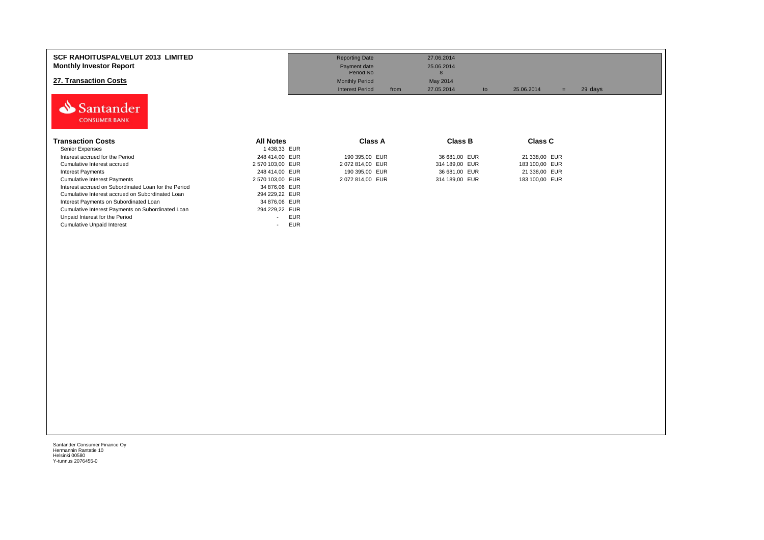**SCF RAHOITUSPALVELUT 2013 LIMITED**
**Monthly Investor Report**

## 27. Transaction Costs

| | | | | | | | |
|---|---|---|---|---|---|---|---|
| Reporting Date | | 27.06.2014 | | | | | |
| Payment date | | 25.06.2014 | | | | | |
| Period No | | 8 | | | | | |
| Monthly Period | | May 2014 | | | | | |
| Interest Period | from | 27.05.2014 | to | 25.06.2014 | = | 29 days | |

| Transaction Costs | All Notes | Class A | Class B | Class C |
|---|---|---|---|---|
| Senior Expenses | 1 438,33 EUR | | | |
| Interest accrued for the Period | 248 414,00 EUR | 190 395,00 EUR | 36 681,00 EUR | 21 338,00 EUR |
| Cumulative Interest accrued | 2 570 103,00 EUR | 2 072 814,00 EUR | 314 189,00 EUR | 183 100,00 EUR |
| Interest Payments | 248 414,00 EUR | 190 395,00 EUR | 36 681,00 EUR | 21 338,00 EUR |
| Cumulative Interest Payments | 2 570 103,00 EUR | 2 072 814,00 EUR | 314 189,00 EUR | 183 100,00 EUR |
| Interest accrued on Subordinated Loan for the Period | 34 876,06 EUR | | | |
| Cumulative Interest accrued on Subordinated Loan | 294 229,22 EUR | | | |
| Interest Payments on Subordinated Loan | 34 876,06 EUR | | | |
| Cumulative Interest Payments on Subordinated Loan | 294 229,22 EUR | | | |
| Unpaid Interest for the Period | - EUR | | | |
| Cumulative Unpaid Interest | - EUR | | | |

Santander Consumer Finance Oy
Hermannin Rantatie 10
Helsinki 00580
Y-tunnus 2076455-0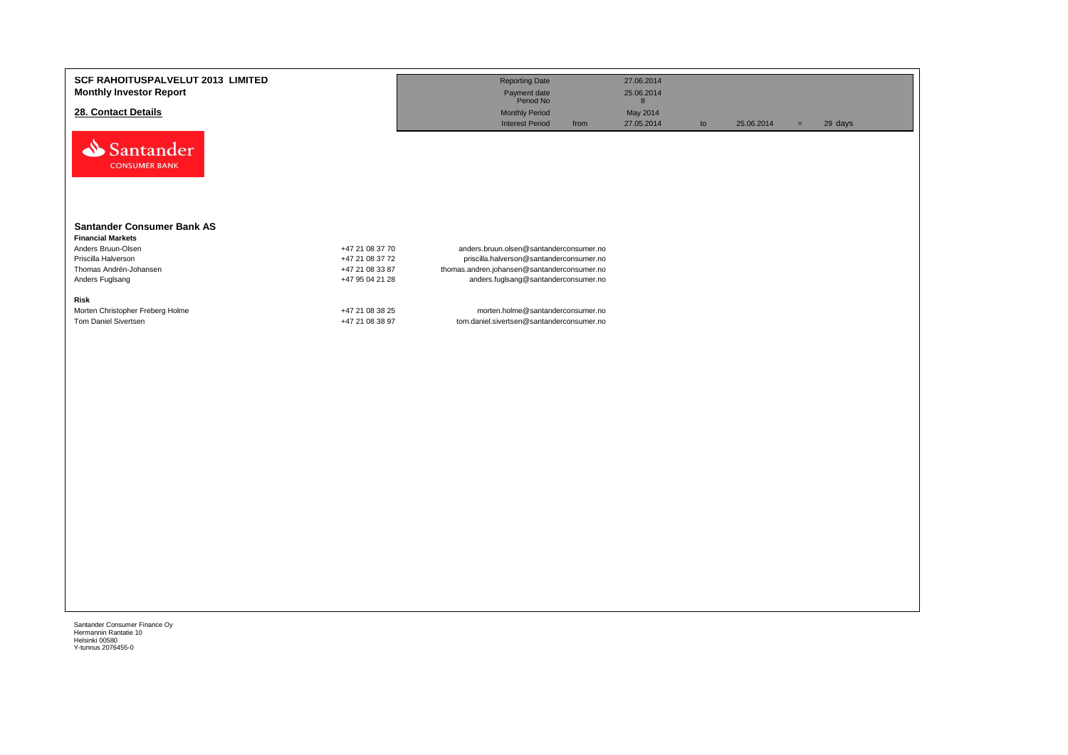**SCF RAHOITUSPALVELUT 2013 LIMITED**
**Monthly Investor Report**

## 28. Contact Details

| | | | | | | | |
|---|---|---|---|---|---|---|---|
| Reporting Date | | 27.06.2014 | | | | | |
| Payment date | | 25.06.2014 | | | | | |
| Period No | | 8 | | | | | |
| Monthly Period | | May 2014 | | | | | |
| Interest Period | from | 27.05.2014 | to | 25.06.2014 | = | 29 days | |

### Santander Consumer Bank AS

**Financial Markets**

| | | |
|---|---|---|
| Anders Bruun-Olsen | +47 21 08 37 70 | anders.bruun.olsen@santanderconsumer.no |
| Priscilla Halverson | +47 21 08 37 72 | priscilla.halverson@santanderconsumer.no |
| Thomas Andrén-Johansen | +47 21 08 33 87 | thomas.andren.johansen@santanderconsumer.no |
| Anders Fuglsang | +47 95 04 21 28 | anders.fuglsang@santanderconsumer.no |

**Risk**

| | | |
|---|---|---|
| Morten Christopher Freberg Holme | +47 21 08 38 25 | morten.holme@santanderconsumer.no |
| Tom Daniel Sivertsen | +47 21 08 38 97 | tom.daniel.sivertsen@santanderconsumer.no |

Santander Consumer Finance Oy
Hermannin Rantatie 10
Helsinki 00580
Y-tunnus 2076455-0